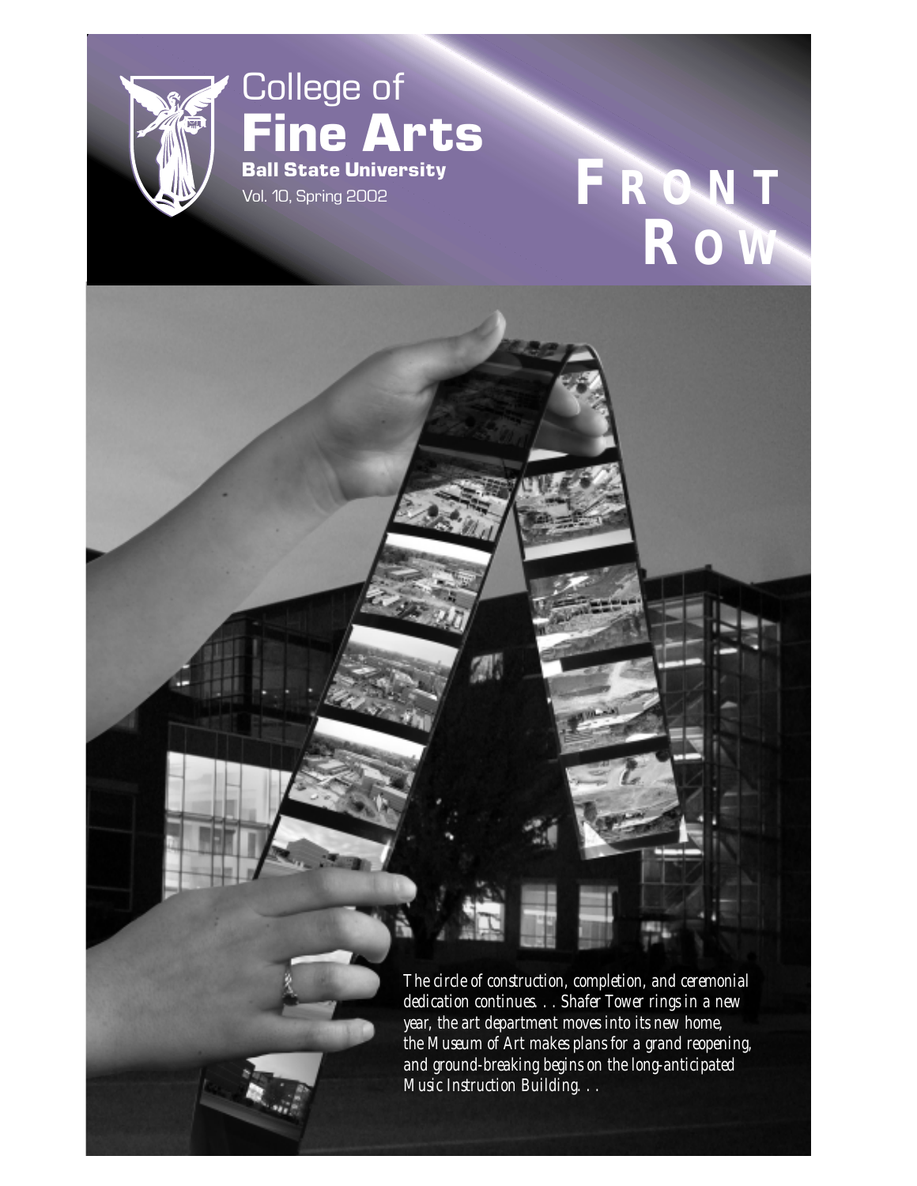# College of Fine Arts

**Ball State University**

Vol. 10, Spring 2002

# FRONT ROW

*The circle of construction, completion, and ceremonial dedication continues. . . Shafer Tower rings in a new year, the art department moves into its new home, the Museum of Art makes plans for a grand reopening, and ground-breaking begins on the long-anticipated Music Instruction Building. . .*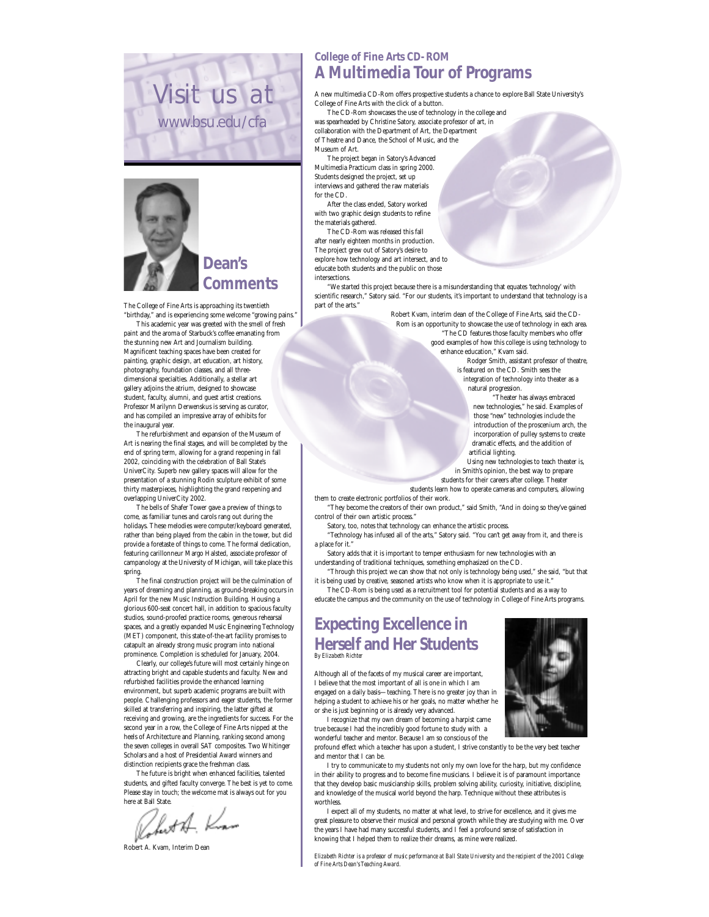Visit us at
www.bsu.edu/cfa

## Dean's Comments

The College of Fine Arts is approaching its twentieth "birthday," and is experiencing some welcome "growing pains."

This academic year was greeted with the smell of fresh paint and the aroma of Starbuck's coffee emanating from the stunning new Art and Journalism building. Magnificent teaching spaces have been created for painting, graphic design, art education, art history, photography, foundation classes, and all three-dimensional specialties. Additionally, a stellar art gallery adjoins the atrium, designed to showcase student, faculty, alumni, and guest artist creations. Professor Marilynn Derwenskus is serving as curator, and has compiled an impressive array of exhibits for the inaugural year.

The refurbishment and expansion of the Museum of Art is nearing the final stages, and will be completed by the end of spring term, allowing for a grand reopening in fall 2002, coinciding with the celebration of Ball State's UniverCity. Superb new gallery spaces will allow for the presentation of a stunning Rodin sculpture exhibit of some thirty masterpieces, highlighting the grand reopening and overlapping UniverCity 2002.

The bells of Shafer Tower gave a preview of things to come, as familiar tunes and carols rang out during the holidays. These melodies were computer/keyboard generated, rather than being played from the cabin in the tower, but did provide a foretaste of things to come. The formal dedication, featuring carillonneur Margo Halsted, associate professor of campanology at the University of Michigan, will take place this spring.

The final construction project will be the culmination of years of dreaming and planning, as ground-breaking occurs in April for the new Music Instruction Building. Housing a glorious 600-seat concert hall, in addition to spacious faculty studios, sound-proofed practice rooms, generous rehearsal spaces, and a greatly expanded Music Engineering Technology (MET) component, this state-of-the-art facility promises to catapult an already strong music program into national prominence. Completion is scheduled for January, 2004.

Clearly, our college's future will most certainly hinge on attracting bright and capable students and faculty. New and refurbished facilities provide the enhanced learning environment, but superb academic programs are built with people. Challenging professors and eager students, the former skilled at transferring and inspiring, the latter gifted at receiving and growing, are the ingredients for success. For the second year in a row, the College of Fine Arts nipped at the heels of Architecture and Planning, ranking second among the seven colleges in overall SAT composites. Two Whitinger Scholars and a host of Presidential Award winners and distinction recipients grace the freshman class.

The future is bright when enhanced facilities, talented students, and gifted faculty converge. The best is yet to come. Please stay in touch; the welcome mat is always out for you here at Ball State.

Robert A. Kvam, Interim Dean

### College of Fine Arts CD-ROM

## A Multimedia Tour of Programs

A new multimedia CD-Rom offers prospective students a chance to explore Ball State University's College of Fine Arts with the click of a button.

The CD-Rom showcases the use of technology in the college and was spearheaded by Christine Satory, associate professor of art, in collaboration with the Department of Art, the Department of Theatre and Dance, the School of Music, and the Museum of Art.

The project began in Satory's Advanced Multimedia Practicum class in spring 2000. Students designed the project, set up interviews and gathered the raw materials for the CD.

After the class ended, Satory worked with two graphic design students to refine the materials gathered.

The CD-Rom was released this fall after nearly eighteen months in production. The project grew out of Satory's desire to explore how technology and art intersect, and to educate both students and the public on those intersections.

"We started this project because there is a misunderstanding that equates 'technology' with scientific research," Satory said. "For our students, it's important to understand that technology is a part of the arts."

Robert Kvam, interim dean of the College of Fine Arts, said the CD-Rom is an opportunity to showcase the use of technology in each area.

"The CD features those faculty members who offer good examples of how this college is using technology to enhance education," Kvam said.

Rodger Smith, assistant professor of theatre, is featured on the CD. Smith sees the integration of technology into theater as a natural progression.

"Theater has always embraced new technologies," he said. Examples of those "new" technologies include the introduction of the proscenium arch, the incorporation of pulley systems to create dramatic effects, and the addition of artificial lighting.

Using new technologies to teach theater is, in Smith's opinion, the best way to prepare students for their careers after college. Theater students learn how to operate cameras and computers, allowing them to create electronic portfolios of their work.

"They become the creators of their own product," said Smith, "And in doing so they've gained control of their own artistic process."

Satory, too, notes that technology can enhance the artistic process.

"Technology has infused all of the arts," Satory said. "You can't get away from it, and there is a place for it."

Satory adds that it is important to temper enthusiasm for new technologies with an understanding of traditional techniques, something emphasized on the CD.

"Through this project we can show that not only is technology being used," she said, "but that it is being used by creative, seasoned artists who know when it is appropriate to use it."

The CD-Rom is being used as a recruitment tool for potential students and as a way to educate the campus and the community on the use of technology in College of Fine Arts programs.

## Expecting Excellence in Herself and Her Students

*By Elizabeth Richter*

Although all of the facets of my musical career are important, I believe that the most important of all is one in which I am engaged on a daily basis—teaching. There is no greater joy than in helping a student to achieve his or her goals, no matter whether he or she is just beginning or is already very advanced.

I recognize that my own dream of becoming a harpist came true because I had the incredibly good fortune to study with a wonderful teacher and mentor. Because I am so conscious of the profound effect which a teacher has upon a student, I strive constantly to be the very best teacher and mentor that I can be.

I try to communicate to my students not only my own love for the harp, but my confidence in their ability to progress and to become fine musicians. I believe it is of paramount importance that they develop basic musicianship skills, problem solving ability, curiosity, initiative, discipline, and knowledge of the musical world beyond the harp. Technique without these attributes is worthless.

I expect all of my students, no matter at what level, to strive for excellence, and it gives me great pleasure to observe their musical and personal growth while they are studying with me. Over the years I have had many successful students, and I feel a profound sense of satisfaction in knowing that I helped them to realize their dreams, as mine were realized.

*Elizabeth Richter is a professor of music performance at Ball State University and the recipient of the 2001 College of Fine Arts Dean's Teaching Award.*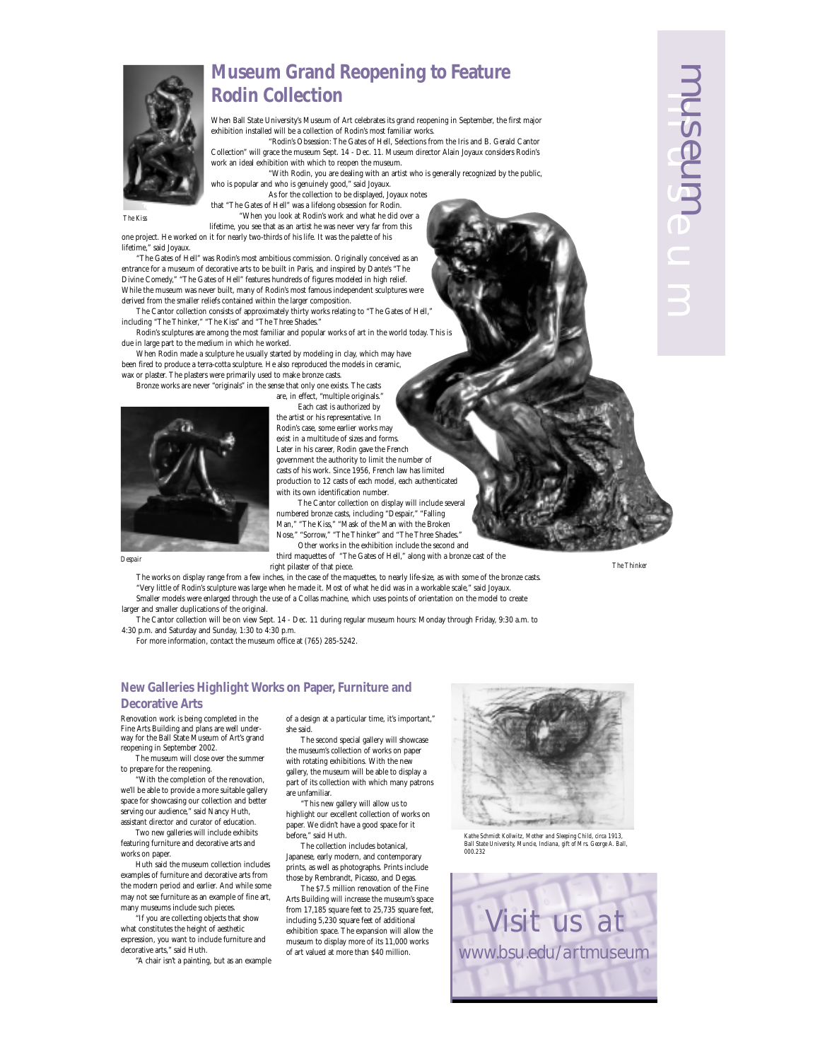# Museum Grand Reopening to Feature Rodin Collection

When Ball State University's Museum of Art celebrates its grand reopening in September, the first major exhibition installed will be a collection of Rodin's most familiar works.

"Rodin's Obsession: The Gates of Hell, Selections from the Iris and B. Gerald Cantor Collection" will grace the museum Sept. 14 - Dec. 11. Museum director Alain Joyaux considers Rodin's work an ideal exhibition with which to reopen the museum.

"With Rodin, you are dealing with an artist who is generally recognized by the public, who is popular and who is genuinely good," said Joyaux.

As for the collection to be displayed, Joyaux notes that "The Gates of Hell" was a lifelong obsession for Rodin.

"When you look at Rodin's work and what he did over a lifetime, you see that as an artist he was never very far from this one project. He worked on it for nearly two-thirds of his life. It was the palette of his lifetime," said Joyaux.

*The Kiss*

"The Gates of Hell" was Rodin's most ambitious commission. Originally conceived as an entrance for a museum of decorative arts to be built in Paris, and inspired by Dante's "The Divine Comedy," "The Gates of Hell" features hundreds of figures modeled in high relief. While the museum was never built, many of Rodin's most famous independent sculptures were derived from the smaller reliefs contained within the larger composition.

The Cantor collection consists of approximately thirty works relating to "The Gates of Hell," including "The Thinker," "The Kiss" and "The Three Shades."

Rodin's sculptures are among the most familiar and popular works of art in the world today. This is due in large part to the medium in which he worked.

When Rodin made a sculpture he usually started by modeling in clay, which may have been fired to produce a terra-cotta sculpture. He also reproduced the models in ceramic, wax or plaster. The plasters were primarily used to make bronze casts.

Bronze works are never "originals" in the sense that only one exists. The casts are, in effect, "multiple originals."

Each cast is authorized by the artist or his representative. In Rodin's case, some earlier works may exist in a multitude of sizes and forms. Later in his career, Rodin gave the French government the authority to limit the number of casts of his work. Since 1956, French law has limited production to 12 casts of each model, each authenticated with its own identification number.

The Cantor collection on display will include several numbered bronze casts, including "Despair," "Falling Man," "The Kiss," "Mask of the Man with the Broken Nose," "Sorrow," "The Thinker" and "The Three Shades."

Other works in the exhibition include the second and third maquettes of "The Gates of Hell," along with a bronze cast of the right pilaster of that piece.

*Despair*

*The Thinker*

The works on display range from a few inches, in the case of the maquettes, to nearly life-size, as with some of the bronze casts.

"Very little of Rodin's sculpture was large when he made it. Most of what he did was in a workable scale," said Joyaux.

Smaller models were enlarged through the use of a Collas machine, which uses points of orientation on the model to create larger and smaller duplications of the original.

The Cantor collection will be on view Sept. 14 - Dec. 11 during regular museum hours: Monday through Friday, 9:30 a.m. to 4:30 p.m. and Saturday and Sunday, 1:30 to 4:30 p.m.

For more information, contact the museum office at (765) 285-5242.

## New Galleries Highlight Works on Paper, Furniture and Decorative Arts

Renovation work is being completed in the Fine Arts Building and plans are well underway for the Ball State Museum of Art's grand reopening in September 2002.

The museum will close over the summer to prepare for the reopening.

"With the completion of the renovation, we'll be able to provide a more suitable gallery space for showcasing our collection and better serving our audience," said Nancy Huth, assistant director and curator of education.

Two new galleries will include exhibits featuring furniture and decorative arts and works on paper.

Huth said the museum collection includes examples of furniture and decorative arts from the modern period and earlier. And while some may not see furniture as an example of fine art, many museums include such pieces.

"If you are collecting objects that show what constitutes the height of aesthetic expression, you want to include furniture and decorative arts," said Huth.

"A chair isn't a painting, but as an example of a design at a particular time, it's important," she said.

The second special gallery will showcase the museum's collection of works on paper with rotating exhibitions. With the new gallery, the museum will be able to display a part of its collection with which many patrons are unfamiliar.

"This new gallery will allow us to highlight our excellent collection of works on paper. We didn't have a good space for it before," said Huth.

The collection includes botanical, Japanese, early modern, and contemporary prints, as well as photographs. Prints include those by Rembrandt, Picasso, and Degas.

The $7.5 million renovation of the Fine Arts Building will increase the museum's space from 17,185 square feet to 25,735 square feet, including 5,230 square feet of additional exhibition space. The expansion will allow the museum to display more of its 11,000 works of art valued at more than $40 million.

*Kathe Schmidt Kollwitz, Mother and Sleeping Child, circa 1913, Ball State University, Muncie, Indiana, gift of Mrs. George A. Ball, 000.232*

Visit us at
www.bsu.edu/artmuseum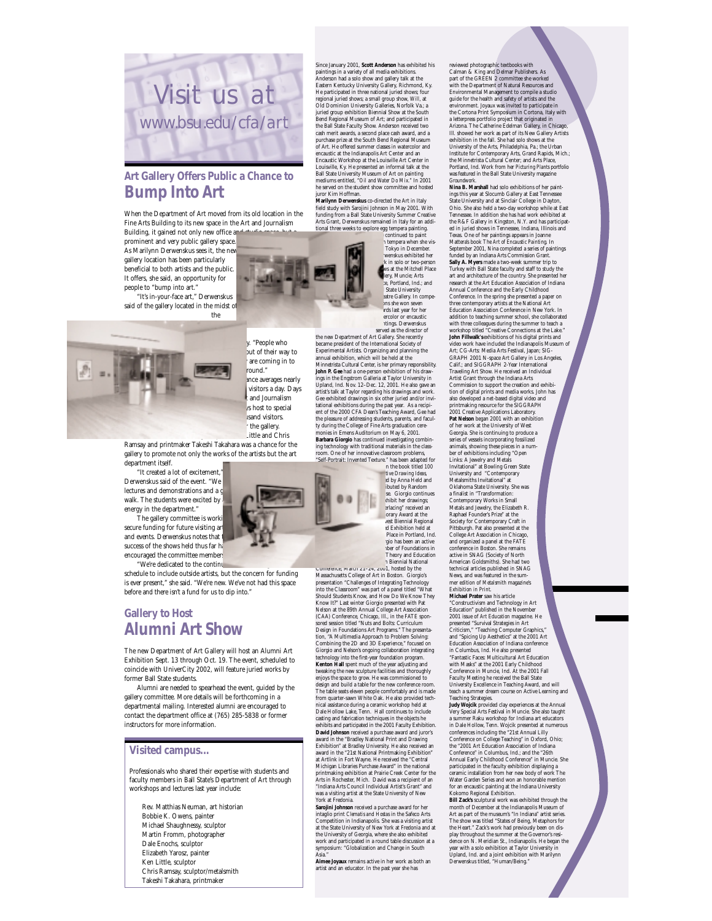# Visit us at www.bsu.edu/cfa/art

## Art Gallery Offers Public a Chance to Bump Into Art

When the Department of Art moved from its old location in the Fine Arts Building to its new space in the Art and Journalism Building, it gained not only new office and studio space, but a prominent and very public gallery space. As Marilynn Derwenskus sees it, the new gallery location has been particularly beneficial to both artists and the public. It offers, she said, an opportunity for people to "bump into art."

"It's in-your-face art," Derwenskus said of the gallery located in the midst of the ... y. "People who ... out of their way to ... are coming in to ... round."

... nce averages nearly ... visitors a day. Days ... and Journalism ... s host to special ... usand visitors. ... the gallery. ... Little and Chris Ramsay and printmaker Takeshi Takahara was a chance for the gallery to promote not only the works of the artists but the art department itself.

"It created a lot of excitement," Derwenskus said of the event. "We ... lectures and demonstrations and a g... walk. The students were excited by ... energy in the department."

The gallery committee is worki... secure funding for future visiting ar... and events. Derwenskus notes that ... success of the shows held thus far ha... encouraged the committee member...

"We're dedicated to the continu... schedule to include outside artists, but the concern for funding is ever present," she said. "We're new. We've not had this space before and there isn't a fund for us to dip into."

## Gallery to Host Alumni Art Show

The new Department of Art Gallery will host an Alumni Art Exhibition Sept. 13 through Oct. 19. The event, scheduled to coincide with UniverCity 2002, will feature juried works by former Ball State students.

Alumni are needed to spearhead the event, guided by the gallery committee. More details will be forthcoming in a departmental mailing. Interested alumni are encouraged to contact the department office at (765) 285-5838 or former instructors for more information.

### Visited campus...

Professionals who shared their expertise with students and faculty members in Ball State's Department of Art through workshops and lectures last year include:

- Rev. Matthias Neuman, art historian
- Bobbie K. Owens, painter
- Michael Shaughnessy, sculptor
- Martin Fromm, photographer
- Dale Enochs, sculptor
- Elizabeth Yarosz, painter
- Ken Little, sculptor
- Chris Ramsay, sculptor/metalsmith
- Takeshi Takahara, printmaker

Since January 2001, **Scott Anderson** has exhibited his paintings in a variety of all media exhibitions. Anderson had a solo show and gallery talk at the Eastern Kentucky University Gallery, Richmond, Ky. He participated in three national juried shows; four regional juried shows; a small group show, Will, at Old Dominion University Galleries, Norfolk Va.; a juried group exhibition Biennial Show at the South Bend Regional Museum of Art; and participated in the Ball State Faculty Show. Anderson received two cash merit awards, a second place cash award, and a purchase prize at the South Bend Regional Museum of Art. He offered summer classes in watercolor and encaustic at the Indianapolis Art Center and an Encaustic Workshop at the Louisville Art Center in Louisville, Ky. He presented an informal talk at the Ball State University Museum of Art on painting mediums entitled, "Oil and Water Do Mix." In 2001 he served on the student show committee and hosted juror Kim Hoffman.

**Marilynn Derwenskus** co-directed the Art in Italy field study with Sarojini Johnson in May 2001. With funding from a Ball State University Summer Creative Arts Grant, Derwenskus remained in Italy for an additional three weeks to explore egg tempera painting. ... continued to paint ... tempera when she vis... Tokyo in December. ... rwenskus exhibited her ... k in solo or two-person ... ws at the Mitchell Place ... lery, Muncie; Arts ... e, Portland, Ind.; and ... State University ... eatre Gallery. In compe... ons she won seven ... rds last year for her ... ercolor or encaustic ... ntings. Derwenskus served as the director of the new Department of Art Gallery. She recently became president of the International Society of Experimental Artists. Organizing and planning the annual exhibition, which will be held at the Minnetrista Cultural Center, is her primary responsibility.

**John P. Gee** had a one-person exhibition of his drawings in the Engstrom Galleria at Taylor University in Upland, Ind. Nov. 12–Dec. 12, 2001. He also gave an artist's talk at Taylor regarding his drawings and work. Gee exhibited drawings in six other juried and/or invitational exhibitions during the past year. As a recipient of the 2000 CFA Dean's Teaching Award, Gee had the pleasure of addressing students, parents, and faculty during the College of Fine Arts graduation ceremonies in Emens Auditorium on May 6, 2001.

**Barbara Giorgio** has continued investigating combining technology with traditional materials in the classroom. One of her innovative classroom problems, "Self-Portrait: Invented Texture." has been adapted for ... n the book titled 100 ... tive Drawing Ideas, ... d by Anna Held and ... ibuted by Random ... se. Giorgio continues ... xhibit her drawings; ... erlacing" received an ... orary Award at the ... est Biennial Regional ... d Exhibition held at ... Place in Portland, Ind. ... rgio has been an active ... ber of Foundations in ... Theory and Education ... n Biennial National Conference, March 21–24, 2001, hosted by the Massachusetts College of Art in Boston. Giorgio's presentation "Challenges of Integrating Technology into the Classroom" was part of a panel titled "What Should Students Know, and How Do We Know They Know It?" Last winter Giorgio presented with Pat Nelson at the 89th Annual College Art Association (CAA) Conference, Chicago, Ill., in the FATE sponsored session titled "Nuts and Bolts: Curriculum Design in Foundations Art Programs." The presentation, "A Multimedia Approach to Problem Solving: Combining the 2D and 3D Experience," focused on Giorgio and Nelson's ongoing collaboration integrating technology into the first-year foundation program.

**Kenton Hall** spent much of the year adjusting and tweaking the new sculpture facilities and thoroughly enjoys the space to grow. He was commissioned to design and build a table for the new conference room. The table seats eleven people comfortably and is made from quarter-sawn White Oak. He also provided technical assistance during a ceramic workshop held at Dale Hollow Lake, Tenn. Hall continues to include casting and fabrication techniques in the objects he exhibits and participated in the 2001 Faculty Exhibition.

**David Johnson** received a purchase award and juror's award in the "Bradley National Print and Drawing Exhibition" at Bradley University. He also received an award in the "21st National Printmaking Exhibition" at Artlink in Fort Wayne. He received the "Central Michigan Libraries Purchase Award" in the national printmaking exhibition at Prairie Creek Center for the Arts in Rochester, Mich. David was a recipient of an "Indiana Arts Council Individual Artist's Grant" and was a visiting artist at the State University of New York at Fredonia.

**Sarojini Johnson** received a purchase award for her intaglio print *Clematis and Hostas* in the Safeco Arts Competition in Indianapolis. She was a visiting artist at the State University of New York at Fredonia and at the University of Georgia, where she also exhibited work and participated in a round table discussion at a symposium: "Globalization and Change in South Asia."

**Aimee Joyaux** remains active in her work as both an artist and an educator. In the past year she has reviewed photographic textbooks with Calman & King and Delmar Publishers. As part of the GREEN 2 committee she worked with the Department of Natural Resources and Environmental Management to compile a studio guide for the health and safety of artists and the environment. Joyaux was invited to participate in the Cortona Print Symposium in Cortona, Italy with a letterpress portfolio project that originated in Arizona. The Catherine Edelman Gallery, in Chicago, Ill. showed her work as part of its New Gallery Artists exhibition in the fall. She had solo shows at the University of the Arts, Philadelphia, Pa.; the Urban Institute for Contemporary Arts, Grand Rapids, Mich.; the Minnetrista Cultural Center; and Arts Place, Portland, Ind. Work from her *Picturing Plants* portfolio was featured in the Ball State University magazine *Groundwork*.

**Nina B. Marshall** had solo exhibitions of her paintings this year at Slocumb Gallery at East Tennessee State University and at Sinclair College in Dayton, Ohio. She also held a two-day workshop while at East Tennessee. In addition she has had work exhibited at the R&F Gallery in Kingston, N.Y. and has participated in juried shows in Tennessee, Indiana, Illinois and Texas. One of her paintings appears in Joanne Mattera's book *The Art of Encaustic Painting*. In September 2001, Nina completed a series of paintings funded by an Indiana Arts Commission Grant.

**Sally A. Myers** made a two-week summer trip to Turkey with Ball State faculty and staff to study the art and architecture of the country. She presented her research at the Art Education Association of Indiana Annual Conference and the Early Childhood Conference. In the spring she presented a paper on three contemporary artists at the National Art Education Association Conference in New York. In addition to teaching summer school, she collaborated with three colleagues during the summer to teach a workshop titled "Creative Connections at the Lake."

**John Fillwalk's** exhibitions of his digital prints and video work have included the Indianapolis Museum of Art; CG-Arts: Media Arts Festival, Japan; SIGGRAPH 2001 N-space Art Gallery in Los Angeles, Calif.; and SIGGRAPH 2-Year International Traveling Art Show. He received an Individual Artist Grant through the Indiana Arts Commission to support the creation and exhibition of digital prints and media works. John has also developed a net-based digital video and printmaking resource for the SIGGRAPH 2001 Creative Applications Laboratory.

**Pat Nelson** began 2001 with an exhibition of her work at the University of West Georgia. She is continuing to produce a series of vessels incorporating fossilized animals, showing these pieces in a number of exhibitions including "Open Links: A Jewelry and Metals Invitational" at Bowling Green State University and "Contemporary Metalsmiths Invitational" at Oklahoma State University. She was a finalist in "Transformation: Contemporary Works in Small Metals and Jewelry, the Elizabeth R. Raphael Founder's Prize" at the Society for Contemporary Craft in Pittsburgh. Pat also presented at the College Art Association in Chicago, and organized a panel at the FATE conference in Boston. She remains active in SNAG (Society of North American Goldsmiths). She had two technical articles published in SNAG News, and was featured in the summer edition of Metalsmith magazine's Exhibition in Print.

**Michael Prater** saw his article "Constructivism and Technology in Art Education" published in the November 2001 issue of Art Education magazine. He presented "Survival Strategies in Art Criticism," "Teaching Computer Graphics," and "Spicing Up Aesthetics" at the 2001 Art Education Association of Indiana conference in Columbus, Ind. He also presented "Fantastic Faces: Multicultural Art Education with Masks" at the 2001 Early Childhood Conference in Muncie, Ind. At the 2001 Fall Faculty Meeting he received the Ball State University Excellence in Teaching Award, and will teach a summer dream course on Active Learning and Teaching Strategies.

**Judy Wojcik** provided clay experiences at the Annual Very Special Arts Festival in Muncie. She also taught a summer Raku workshop for Indiana art educators in Dale Hollow, Tenn. Wojcik presented at numerous conferences including the "21st Annual Lilly Conference on College Teaching" in Oxford, Ohio; the "2001 Art Education Association of Indiana Conference" in Columbus, Ind.; and the "26th Annual Early Childhood Conference" in Muncie. She participated in the faculty exhibition displaying a ceramic installation from her new body of work The Water Garden Series and won an honorable mention for an encaustic painting at the Indiana University Kokomo Regional Exhibition.

**Bill Zack's** sculptural work was exhibited through the month of December at the Indianapolis Museum of Art as part of the museum's "In Indiana" artist series. The show was titled "States of Being, Metaphors for the Heart." Zack's work had previously been on display throughout the summer at the Governor's residence on N. Meridian St., Indianapolis. He began the year with a solo exhibition at Taylor University in Upland, Ind. and a joint exhibition with Marilynn Derwenskus titled, "Human/Being."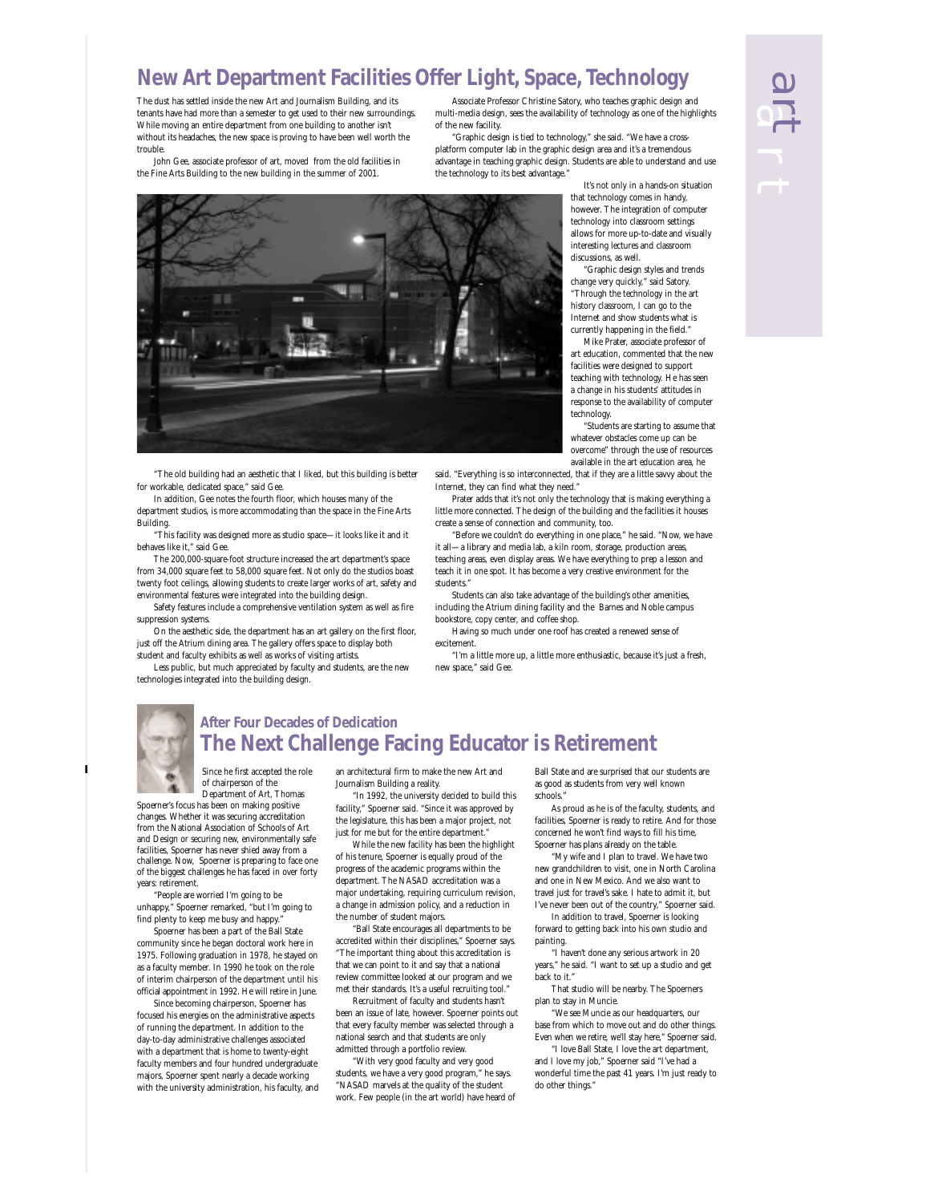# New Art Department Facilities Offer Light, Space, Technology

The dust has settled inside the new Art and Journalism Building, and its tenants have had more than a semester to get used to their new surroundings. While moving an entire department from one building to another isn't without its headaches, the new space is proving to have been well worth the trouble.

John Gee, associate professor of art, moved from the old facilities in the Fine Arts Building to the new building in the summer of 2001.

"The old building had an aesthetic that I liked, but this building is better for workable, dedicated space," said Gee.

In addition, Gee notes the fourth floor, which houses many of the department studios, is more accommodating than the space in the Fine Arts Building.

"This facility was designed more as studio space—it looks like it and it behaves like it," said Gee.

The 200,000-square-foot structure increased the art department's space from 34,000 square feet to 58,000 square feet. Not only do the studios boast twenty foot ceilings, allowing students to create larger works of art, safety and environmental features were integrated into the building design.

Safety features include a comprehensive ventilation system as well as fire suppression systems.

On the aesthetic side, the department has an art gallery on the first floor, just off the Atrium dining area. The gallery offers space to display both student and faculty exhibits as well as works of visiting artists.

Less public, but much appreciated by faculty and students, are the new technologies integrated into the building design.

Associate Professor Christine Satory, who teaches graphic design and multi-media design, sees the availability of technology as one of the highlights of the new facility.

"Graphic design is tied to technology," she said. "We have a cross-platform computer lab in the graphic design area and it's a tremendous advantage in teaching graphic design. Students are able to understand and use the technology to its best advantage."

It's not only in a hands-on situation that technology comes in handy, however. The integration of computer technology into classroom settings allows for more up-to-date and visually interesting lectures and classroom discussions, as well.

"Graphic design styles and trends change very quickly," said Satory. "Through the technology in the art history classroom, I can go to the Internet and show students what is currently happening in the field."

Mike Prater, associate professor of art education, commented that the new facilities were designed to support teaching with technology. He has seen a change in his students' attitudes in response to the availability of computer technology.

"Students are starting to assume that whatever obstacles come up can be overcome" through the use of resources available in the art education area, he said. "Everything is so interconnected, that if they are a little savvy about the Internet, they can find what they need."

Prater adds that it's not only the technology that is making everything a little more connected. The design of the building and the facilities it houses create a sense of connection and community, too.

"Before we couldn't do everything in one place," he said. "Now, we have it all—a library and media lab, a kiln room, storage, production areas, teaching areas, even display areas. We have everything to prep a lesson and teach it in one spot. It has become a very creative environment for the students."

Students can also take advantage of the building's other amenities, including the Atrium dining facility and the Barnes and Noble campus bookstore, copy center, and coffee shop.

Having so much under one roof has created a renewed sense of excitement.

"I'm a little more up, a little more enthusiastic, because it's just a fresh, new space," said Gee.

### After Four Decades of Dedication

## The Next Challenge Facing Educator is Retirement

Since he first accepted the role of chairperson of the Department of Art, Thomas Spoerner's focus has been on making positive changes. Whether it was securing accreditation from the National Association of Schools of Art and Design or securing new, environmentally safe facilities, Spoerner has never shied away from a challenge. Now, Spoerner is preparing to face one of the biggest challenges he has faced in over forty years: retirement.

"People are worried I'm going to be unhappy," Spoerner remarked, "but I'm going to find plenty to keep me busy and happy."

Spoerner has been a part of the Ball State community since he began doctoral work here in 1975. Following graduation in 1978, he stayed on as a faculty member. In 1990 he took on the role of interim chairperson of the department until his official appointment in 1992. He will retire in June.

Since becoming chairperson, Spoerner has focused his energies on the administrative aspects of running the department. In addition to the day-to-day administrative challenges associated with a department that is home to twenty-eight faculty members and four hundred undergraduate majors, Spoerner spent nearly a decade working with the university administration, his faculty, and an architectural firm to make the new Art and Journalism Building a reality.

"In 1992, the university decided to build this facility," Spoerner said. "Since it was approved by the legislature, this has been a major project, not just for me but for the entire department."

While the new facility has been the highlight of his tenure, Spoerner is equally proud of the progress of the academic programs within the department. The NASAD accreditation was a major undertaking, requiring curriculum revision, a change in admission policy, and a reduction in the number of student majors.

"Ball State encourages all departments to be accredited within their disciplines," Spoerner says. "The important thing about this accreditation is that we can point to it and say that a national review committee looked at our program and we met their standards. It's a useful recruiting tool."

Recruitment of faculty and students hasn't been an issue of late, however. Spoerner points out that every faculty member was selected through a national search and that students are only admitted through a portfolio review.

"With very good faculty and very good students, we have a very good program," he says. "NASAD marvels at the quality of the student work. Few people (in the art world) have heard of Ball State and are surprised that our students are as good as students from very well known schools."

As proud as he is of the faculty, students, and facilities, Spoerner is ready to retire. And for those concerned he won't find ways to fill his time, Spoerner has plans already on the table.

"My wife and I plan to travel. We have two new grandchildren to visit, one in North Carolina and one in New Mexico. And we also want to travel just for travel's sake. I hate to admit it, but I've never been out of the country," Spoerner said.

In addition to travel, Spoerner is looking forward to getting back into his own studio and painting.

"I haven't done any serious artwork in 20 years," he said. "I want to set up a studio and get back to it."

That studio will be nearby. The Spoerners plan to stay in Muncie.

"We see Muncie as our headquarters, our base from which to move out and do other things. Even when we retire, we'll stay here," Spoerner said.

"I love Ball State, I love the art department, and I love my job," Spoerner said "I've had a wonderful time the past 41 years. I'm just ready to do other things."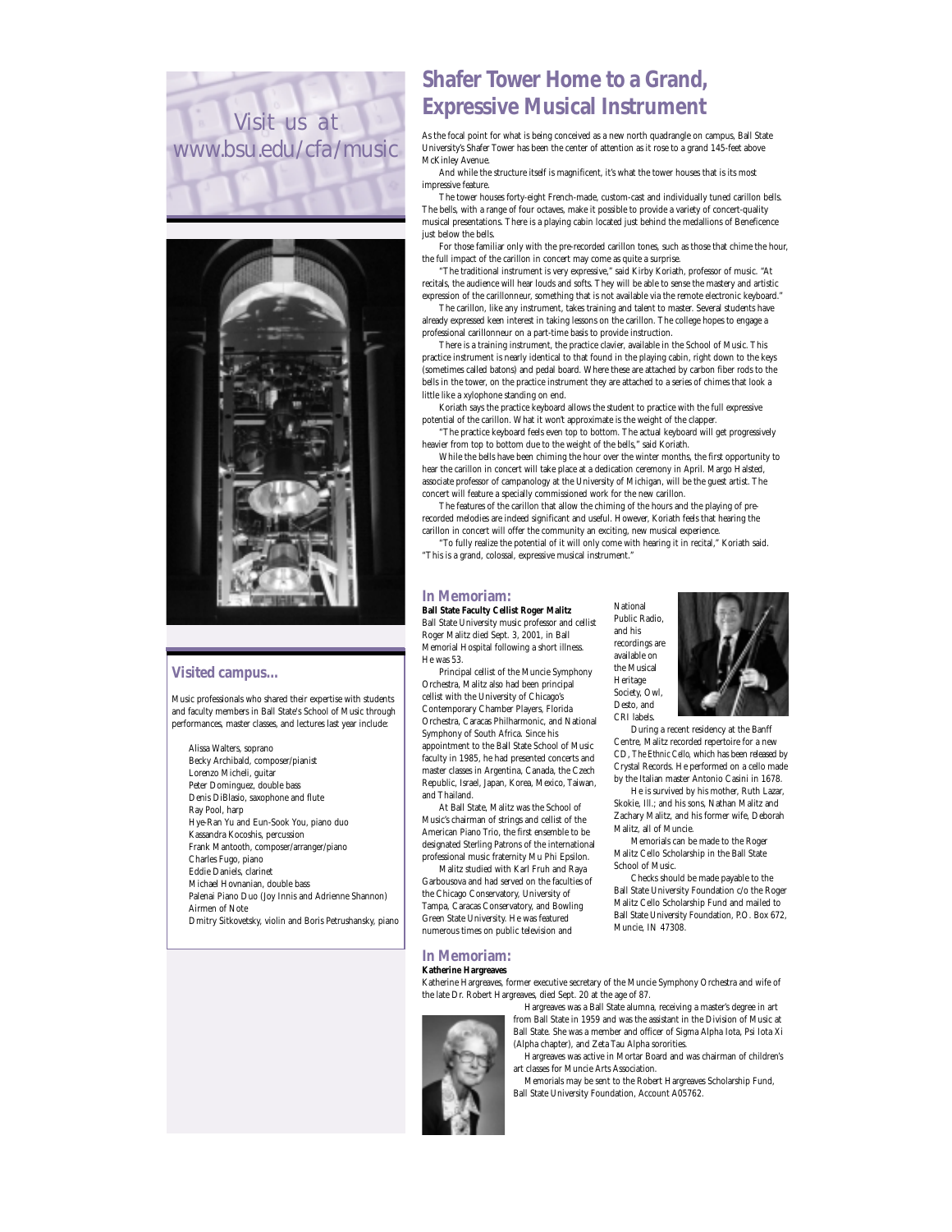Visit us at www.bsu.edu/cfa/music

## Visited campus...

Music professionals who shared their expertise with students and faculty members in Ball State's School of Music through performances, master classes, and lectures last year include:

Alissa Walters, soprano
Becky Archibald, composer/pianist
Lorenzo Micheli, guitar
Peter Dominguez, double bass
Denis DiBlasio, saxophone and flute
Ray Pool, harp
Hye-Ran Yu and Eun-Sook You, piano duo
Kassandra Kocoshis, percussion
Frank Mantooth, composer/arranger/piano
Charles Fugo, piano
Eddie Daniels, clarinet
Michael Hovnanian, double bass
Palenai Piano Duo (Joy Innis and Adrienne Shannon)
Airmen of Note
Dmitry Sitkovetsky, violin and Boris Petrushansky, piano

# Shafer Tower Home to a Grand, Expressive Musical Instrument

As the focal point for what is being conceived as a new north quadrangle on campus, Ball State University's Shafer Tower has been the center of attention as it rose to a grand 145-feet above McKinley Avenue.

And while the structure itself is magnificent, it's what the tower houses that is its most impressive feature.

The tower houses forty-eight French-made, custom-cast and individually tuned carillon bells. The bells, with a range of four octaves, make it possible to provide a variety of concert-quality musical presentations. There is a playing cabin located just behind the medallions of Beneficence just below the bells.

For those familiar only with the pre-recorded carillon tones, such as those that chime the hour, the full impact of the carillon in concert may come as quite a surprise.

"The traditional instrument is very expressive," said Kirby Koriath, professor of music. "At recitals, the audience will hear louds and softs. They will be able to sense the mastery and artistic expression of the carillonneur, something that is not available via the remote electronic keyboard."

The carillon, like any instrument, takes training and talent to master. Several students have already expressed keen interest in taking lessons on the carillon. The college hopes to engage a professional carillonneur on a part-time basis to provide instruction.

There is a training instrument, the practice clavier, available in the School of Music. This practice instrument is nearly identical to that found in the playing cabin, right down to the keys (sometimes called batons) and pedal board. Where these are attached by carbon fiber rods to the bells in the tower, on the practice instrument they are attached to a series of chimes that look a little like a xylophone standing on end.

Koriath says the practice keyboard allows the student to practice with the full expressive potential of the carillon. What it won't approximate is the weight of the clapper.

"The practice keyboard feels even top to bottom. The actual keyboard will get progressively heavier from top to bottom due to the weight of the bells," said Koriath.

While the bells have been chiming the hour over the winter months, the first opportunity to hear the carillon in concert will take place at a dedication ceremony in April. Margo Halsted, associate professor of campanology at the University of Michigan, will be the guest artist. The concert will feature a specially commissioned work for the new carillon.

The features of the carillon that allow the chiming of the hours and the playing of pre-recorded melodies are indeed significant and useful. However, Koriath feels that hearing the carillon in concert will offer the community an exciting, new musical experience.

"To fully realize the potential of it will only come with hearing it in recital," Koriath said. "This is a grand, colossal, expressive musical instrument."

## In Memoriam:

**Ball State Faculty Cellist Roger Malitz**

Ball State University music professor and cellist Roger Malitz died Sept. 3, 2001, in Ball Memorial Hospital following a short illness. He was 53.

Principal cellist of the Muncie Symphony Orchestra, Malitz also had been principal cellist with the University of Chicago's Contemporary Chamber Players, Florida Orchestra, Caracas Philharmonic, and National Symphony of South Africa. Since his appointment to the Ball State School of Music faculty in 1985, he had presented concerts and master classes in Argentina, Canada, the Czech Republic, Israel, Japan, Korea, Mexico, Taiwan, and Thailand.

At Ball State, Malitz was the School of Music's chairman of strings and cellist of the American Piano Trio, the first ensemble to be designated Sterling Patrons of the international professional music fraternity Mu Phi Epsilon.

Malitz studied with Karl Fruh and Raya Garbousova and had served on the faculties of the Chicago Conservatory, University of Tampa, Caracas Conservatory, and Bowling Green State University. He was featured numerous times on public television and National Public Radio, and his recordings are available on the Musical Heritage Society, Owl, Desto, and CRI labels.

During a recent residency at the Banff Centre, Malitz recorded repertoire for a new CD, *The Ethnic Cello*, which has been released by Crystal Records. He performed on a cello made by the Italian master Antonio Casini in 1678.

He is survived by his mother, Ruth Lazar, Skokie, Ill.; and his sons, Nathan Malitz and Zachary Malitz, and his former wife, Deborah Malitz, all of Muncie.

Memorials can be made to the Roger Malitz Cello Scholarship in the Ball State School of Music.

Checks should be made payable to the Ball State University Foundation c/o the Roger Malitz Cello Scholarship Fund and mailed to Ball State University Foundation, P.O. Box 672, Muncie, IN 47308.

## In Memoriam:

**Katherine Hargreaves**

Katherine Hargreaves, former executive secretary of the Muncie Symphony Orchestra and wife of the late Dr. Robert Hargreaves, died Sept. 20 at the age of 87.

Hargreaves was a Ball State alumna, receiving a master's degree in art from Ball State in 1959 and was the assistant in the Division of Music at Ball State. She was a member and officer of Sigma Alpha Iota, Psi Iota Xi (Alpha chapter), and Zeta Tau Alpha sororities.

Hargreaves was active in Mortar Board and was chairman of children's art classes for Muncie Arts Association.

Memorials may be sent to the Robert Hargreaves Scholarship Fund, Ball State University Foundation, Account A05762.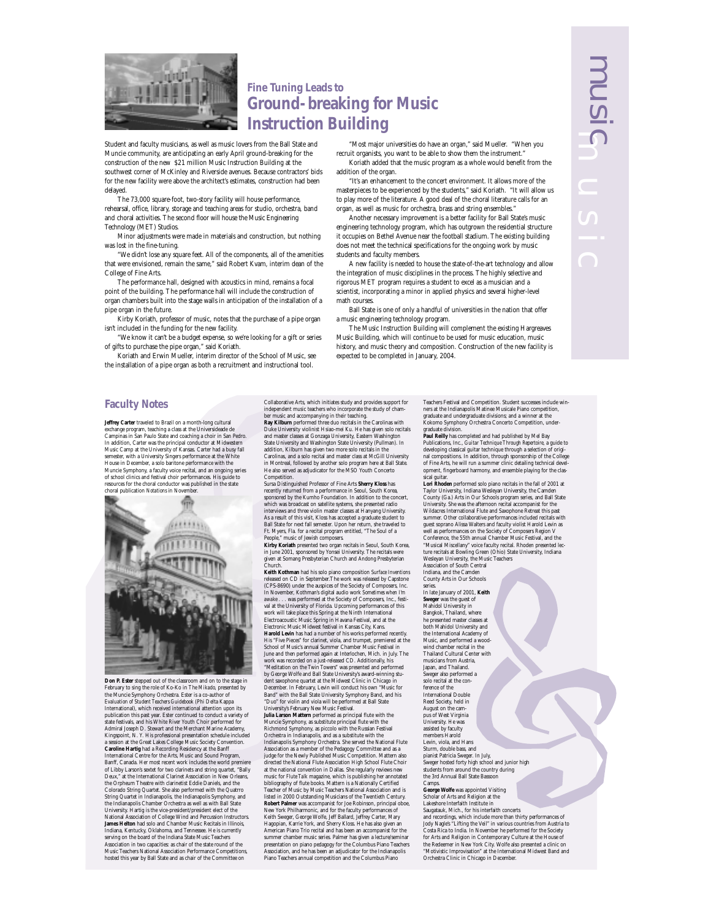## Fine Tuning Leads to

# Ground-breaking for Music Instruction Building

Student and faculty musicians, as well as music lovers from the Ball State and Muncie community, are anticipating an early April ground-breaking for the construction of the new $21 million Music Instruction Building at the southwest corner of McKinley and Riverside avenues. Because contractors' bids for the new facility were above the architect's estimates, construction had been delayed.

The 73,000 square-foot, two-story facility will house performance, rehearsal, office, library, storage and teaching areas for studio, orchestra, band and choral activities. The second floor will house the Music Engineering Technology (MET) Studios.

Minor adjustments were made in materials and construction, but nothing was lost in the fine-tuning.

"We didn't lose any square feet. All of the components, all of the amenities that were envisioned, remain the same," said Robert Kvam, interim dean of the College of Fine Arts.

The performance hall, designed with acoustics in mind, remains a focal point of the building. The performance hall will include the construction of organ chambers built into the stage walls in anticipation of the installation of a pipe organ in the future.

Kirby Koriath, professor of music, notes that the purchase of a pipe organ isn't included in the funding for the new facility.

"We know it can't be a budget expense, so we're looking for a gift or series of gifts to purchase the pipe organ," said Koriath.

Koriath and Erwin Mueller, interim director of the School of Music, see the installation of a pipe organ as both a recruitment and instructional tool.

"Most major universities do have an organ," said Mueller. "When you recruit organists, you want to be able to show them the instrument."

Koriath added that the music program as a whole would benefit from the addition of the organ.

"It's an enhancement to the concert environment. It allows more of the masterpieces to be experienced by the students," said Koriath. "It will allow us to play more of the literature. A good deal of the choral literature calls for an organ, as well as music for orchestra, brass and string ensembles."

Another necessary improvement is a better facility for Ball State's music engineering technology program, which has outgrown the residential structure it occupies on Bethel Avenue near the football stadium. The existing building does not meet the technical specifications for the ongoing work by music students and faculty members.

A new facility is needed to house the state-of-the-art technology and allow the integration of music disciplines in the process. The highly selective and rigorous MET program requires a student to excel as a musician and a scientist, incorporating a minor in applied physics and several higher-level math courses.

Ball State is one of only a handful of universities in the nation that offer a music engineering technology program.

The Music Instruction Building will complement the existing Hargreaves Music Building, which will continue to be used for music education, music history, and music theory and composition. Construction of the new facility is expected to be completed in January, 2004.

## Faculty Notes

**Jeffrey Carter** traveled to Brazil on a month-long cultural exchange program, teaching a class at the Universidade de Campinas in San Paulo State and coaching a choir in San Pedro. In addition, Carter was the principal conductor at Midwestern Music Camp at the University of Kansas. Carter had a busy fall semester, with a University Singers performance at the White House in December, a solo baritone performance with the Muncie Symphony, a faculty voice recital, and an ongoing series of school clinics and festival choir performances. His guide to resources for the choral conductor was published in the state choral publication *Notations* in November.

**Don P. Ester** stepped out of the classroom and on to the stage in February to sing the role of Ko-Ko in *The Mikado*, presented by the Muncie Symphony Orchestra. Ester is a co-author of *Evaluation of Student Teachers Guidebook* (Phi Delta Kappa International), which received international attention upon its publication this past year. Ester continued to conduct a variety of state festivals, and his White River Youth Choir performed for Admiral Joseph D. Stewart and the Merchant Marine Academy, Kingspoint, N. Y. His professional presentation schedule included a session at the Great Lakes College Music Society Convention.

**Caroline Hartig** had a Recording Residency at the Banff International Centre for the Arts, Music and Sound Program, Banff, Canada. Her most recent work includes the world premiere of Libby Larson's sextet for two clarinets and string quartet, "Bally Deux," at the International Clarinet Association in New Orleans, the Orpheum Theatre with clarinetist Eddie Daniels, and the Colorado String Quartet. She also performed with the Quattro String Quartet in Indianapolis, the Indianapolis Symphony, and the Indianapolis Chamber Orchestra as well as with Ball State University. Hartig is the vice-president/president elect of the National Association of College Wind and Percussion Instructors.

**James Helton** had solo and Chamber Music Recitals in Illinois, Indiana, Kentucky, Oklahoma, and Tennessee. He is currently serving on the board of the Indiana State Music Teachers Association in two capacities: as chair of the state round of the Music Teachers National Association Performance Competitions, hosted this year by Ball State and as chair of the Committee on Collaborative Arts, which initiates study and provides support for independent music teachers who incorporate the study of chamber music and accompanying in their teaching.

**Ray Kilburn** performed three duo recitals in the Carolinas with Duke University violinist Hsiao-mei Ku. He has given solo recitals and master classes at Gonzaga University, Eastern Washington State University and Washington State University (Pullman). In addition, Kilburn has given two more solo recitals in the Carolinas, and a solo recital and master class at McGill University in Montreal, followed by another solo program here at Ball State. He also served as adjudicator for the MSO Youth Concerto Competition.

Sursa Distinguished Professor of Fine Arts **Sherry Kloss** has recently returned from a performance in Seoul, South Korea, sponsored by the Kumho Foundation. In addition to the concert, which was broadcast on satellite systems, she presented radio interviews and three violin master classes at Hanyang University. As a result of this visit, Kloss has accepted a graduate student to Ball State for next fall semester. Upon her return, she traveled to Ft. Myers, Fla. for a recital program entitled, "The Soul of a People," music of Jewish composers.

**Kirby Koriath** presented two organ recitals in Seoul, South Korea, in June 2001, sponsored by Yonsei University. The recitals were given at Somang Presbyterian Church and Andong Presbyterian Church.

**Keith Kothman** had his solo piano composition *Surface Inventions* released on CD in September.The work was released by Capstone (CPS-8690) under the auspices of the Society of Composers, Inc. In November, Kothman's digital audio work *Sometimes when I'm awake . . .* was performed at the Society of Composers, Inc., festival at the University of Florida. Upcoming performances of this work will take place this Spring at the Ninth International Electroacoustic Music Spring in Havana Festival, and at the Electronic Music Midwest festival in Kansas City, Kans.

**Harold Levin** has had a number of his works performed recently. His "Five Pieces" for clarinet, viola, and trumpet, premiered at the School of Music's annual Summer Chamber Music Festival in June and then performed again at Interlochen, Mich. in July. The work was recorded on a just-released CD. Additionally, his "Meditation on the Twin Towers" was presented and performed by George Wolfe and Ball State University's award-winning student saxophone quartet at the Midwest Clinic in Chicago in December. In February, Levin will conduct his own "Music for Band" with the Ball State University Symphony Band, and his "Duo" for violin and viola will be performed at Ball State University's February New Music Festival.

**Julia Larson Mattern** performed as principal flute with the Muncie Symphony, as substitute principal flute with the Richmond Symphony, as piccolo with the Russian Festival Orchestra in Indianapolis, and as a substitute with the Indianapolis Symphony Orchestra. She served the National Flute Association as a member of the Pedagogy Committee and as a judge for the Newly Published Music Competition. Mattern also directed the National Flute Association High School Flute Choir at the national convention in Dallas. She regularly reviews new music for *Flute Talk* magazine, which is publishing her annotated bibliography of flute books. Mattern is a Nationally Certified Teacher of Music by Music Teachers National Association and is listed in 2000 Outstanding Musicians of the Twentieth Century.

**Robert Palmer** was accompanist for Joe Robinson, principal oboe, New York Philharmonic, and for the faculty performances of Keith Sweger, George Wolfe, Jeff Ballard, Jeffrey Carter, Mary Hagopian, Karrie York, and Sherry Kloss. He has also given an American Piano Trio recital and has been an accompanist for the summer chamber music series. Palmer has given a lecture/seminar presentation on piano pedagogy for the Columbus Piano Teachers Association, and he has been an adjudicator for the Indianapolis Piano Teachers annual competition and the Columbus Piano Teachers Festival and Competition. Student successes include winners at the Indianapolis Matinee Musicale Piano competition, graduate and undergraduate divisions; and a winner at the Kokomo Symphony Orchestra Concerto Competition, undergraduate division.

**Paul Reilly** has completed and had published by Mel Bay Publications, Inc., *Guitar Technique Through Repertoire*, a guide to developing classical guitar technique through a selection of original compositions. In addition, through sponsorship of the College of Fine Arts, he will run a summer clinic detailing technical development, fingerboard harmony, and ensemble playing for the classical guitar.

**Lori Rhoden** performed solo piano recitals in the fall of 2001 at Taylor University, Indiana Wesleyan University, the Camden County (Ga.) Arts in Our Schools program series, and Ball State University. She was the afternoon recital accompanist for the Wildacres International Flute and Saxophone Retreat this past summer. Other collaborative performances included recitals with guest soprano Alissa Walters and faculty violist Harold Levin as well as performances on the Society of Composers Region V Conference, the 55th annual Chamber Music Festival, and the "Musical Miscellany" voice faculty recital. Rhoden presented lecture recitals at Bowling Green (Ohio) State University, Indiana Wesleyan University, the Music Teachers Association of South Central Indiana, and the Camden County Arts in Our Schools series.

In late January of 2001, **Keith Sweger** was the guest of Mahidol University in Bangkok, Thailand, where he presented master classes at both Mahidol University and the International Academy of Music, and performed a woodwind chamber recital in the Thailand Cultural Center with musicians from Austria, Japan, and Thailand. Sweger also performed a solo recital at the conference of the International Double Reed Society, held in August on the campus of West Virginia University. He was assisted by faculty members Harold Levin, viola, and Hans Sturm, double bass, and pianist Patricia Sweger. In July, Sweger hosted forty high school and junior high students from around the country during the 3rd Annual Ball State Bassoon Camps.

**George Wolfe** was appointed Visiting Scholar of Arts and Religion at the Lakeshore Interfaith Institute in Saugatauk, Mich., for his interfaith concerts and recordings, which include more than thirty performances of Jody Nagle's "Lifting the Veil" in various countries from Austria to Costa Rica to India. In November he performed for the Society for Arts and Religion in Contemporary Culture at the House of the Redeemer in New York City. Wolfe also presented a clinic on "Motivistic Improvisation" at the International Midwest Band and Orchestra Clinic in Chicago in December.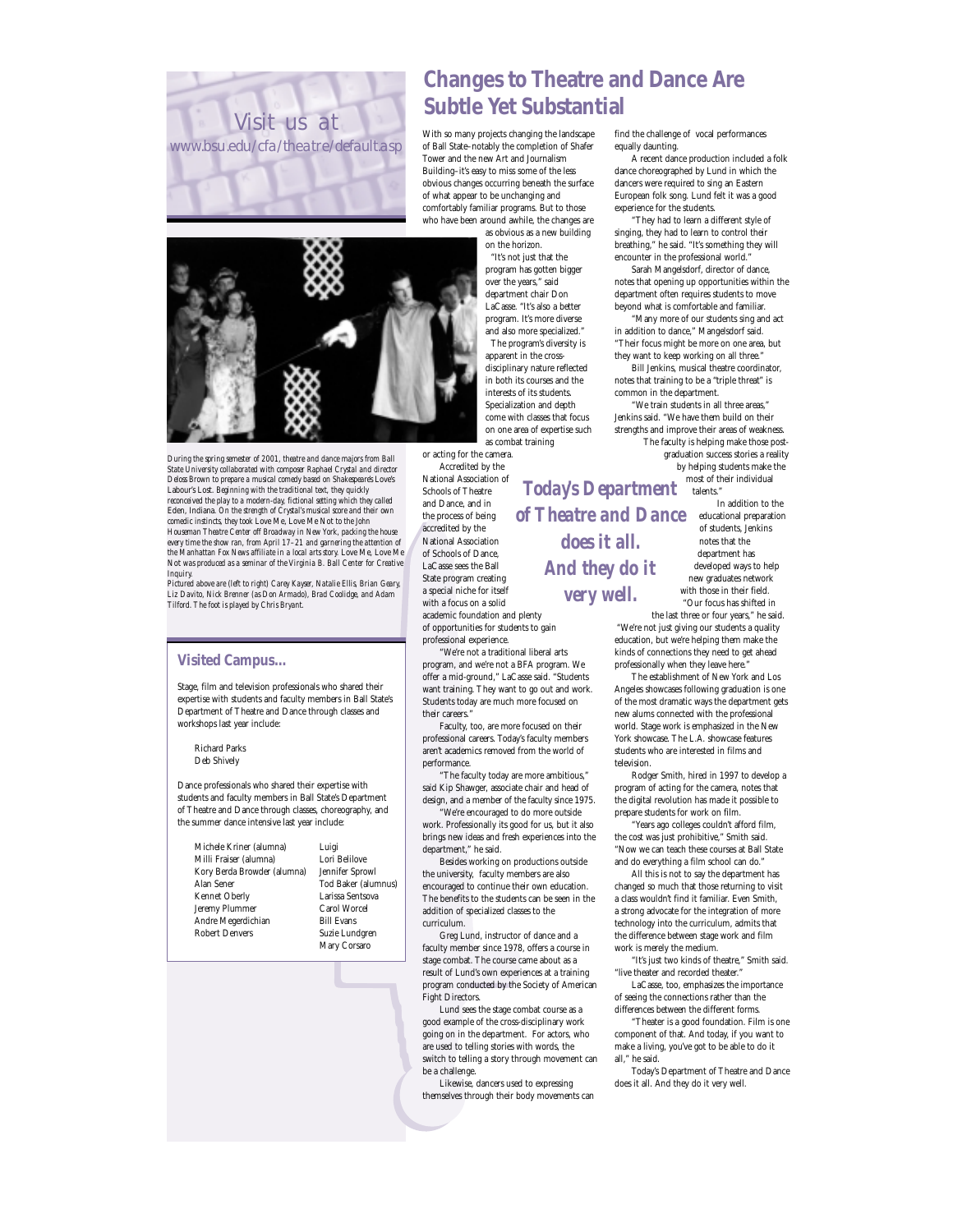Visit us at
www.bsu.edu/cfa/theatre/default.asp

*During the spring semester of 2001, theatre and dance majors from Ball State University collaborated with composer Raphael Crystal and director Deloss Brown to prepare a musical comedy based on Shakespeare's Love's Labour's Lost. Beginning with the traditional text, they quickly reconceived the play to a modern-day, fictional setting which they called Eden, Indiana. On the strength of Crystal's musical score and their own comedic instincts, they took Love Me, Love Me Not to the John Houseman Theatre Center off Broadway in New York, packing the house every time the show ran, from April 17–21 and garnering the attention of the Manhattan Fox News affiliate in a local arts story. Love Me, Love Me Not was produced as a seminar of the Virginia B. Ball Center for Creative Inquiry.*

*Pictured above are (left to right) Carey Kayser, Natalie Ellis, Brian Geary, Liz Davito, Nick Brenner (as Don Armado), Brad Coolidge, and Adam Tilford. The foot is played by Chris Bryant.*

## Visited Campus...

Stage, film and television professionals who shared their expertise with students and faculty members in Ball State's Department of Theatre and Dance through classes and workshops last year include:

Richard Parks
Deb Shively

Dance professionals who shared their expertise with students and faculty members in Ball State's Department of Theatre and Dance through classes, choreography, and the summer dance intensive last year include:

Michele Kriner (alumna)
Milli Fraiser (alumna)
Kory Berda Browder (alumna)
Alan Sener
Kennet Oberly
Jeremy Plummer
Andre Megerdichian
Robert Denvers
Luigi
Lori Belilove
Jennifer Sprowl
Tod Baker (alumnus)
Larissa Sentsova
Carol Worcel
Bill Evans
Suzie Lundgren
Mary Corsaro

# Changes to Theatre and Dance Are Subtle Yet Substantial

With so many projects changing the landscape of Ball State–notably the completion of Shafer Tower and the new Art and Journalism Building–it's easy to miss some of the less obvious changes occurring beneath the surface of what appear to be unchanging and comfortably familiar programs. But to those who have been around awhile, the changes are as obvious as a new building on the horizon.

"It's not just that the program has gotten bigger over the years," said department chair Don LaCasse. "It's also a better program. It's more diverse and also more specialized."

The program's diversity is apparent in the cross-disciplinary nature reflected in both its courses and the interests of its students. Specialization and depth come with classes that focus on one area of expertise such as combat training or acting for the camera.

Accredited by the National Association of Schools of Theatre and Dance, and in the process of being accredited by the National Association of Schools of Dance, LaCasse sees the Ball State program creating a special niche for itself with a focus on a solid academic foundation and plenty of opportunities for students to gain professional experience.

"We're not a traditional liberal arts program, and we're not a BFA program. We offer a mid-ground," LaCasse said. "Students want training. They want to go out and work. Students today are much more focused on their careers."

Faculty, too, are more focused on their professional careers. Today's faculty members aren't academics removed from the world of performance.

"The faculty today are more ambitious," said Kip Shawger, associate chair and head of design, and a member of the faculty since 1975. "We're encouraged to do more outside work. Professionally its good for us, but it also brings new ideas and fresh experiences into the department," he said.

Besides working on productions outside the university, faculty members are also encouraged to continue their own education. The benefits to the students can be seen in the addition of specialized classes to the curriculum.

Greg Lund, instructor of dance and a faculty member since 1978, offers a course in stage combat. The course came about as a result of Lund's own experiences at a training program conducted by the Society of American Fight Directors.

Lund sees the stage combat course as a good example of the cross-disciplinary work going on in the department. For actors, who are used to telling stories with words, the switch to telling a story through movement can be a challenge.

Likewise, dancers used to expressing themselves through their body movements can find the challenge of vocal performances equally daunting.

A recent dance production included a folk dance choreographed by Lund in which the dancers were required to sing an Eastern European folk song. Lund felt it was a good experience for the students.

"They had to learn a different style of singing, they had to learn to control their breathing," he said. "It's something they will encounter in the professional world."

Sarah Mangelsdorf, director of dance, notes that opening up opportunities within the department often requires students to move beyond what is comfortable and familiar.

"Many more of our students sing and act in addition to dance," Mangelsdorf said. "Their focus might be more on one area, but they want to keep working on all three."

Bill Jenkins, musical theatre coordinator, notes that training to be a "triple threat" is common in the department.

"We train students in all three areas," Jenkins said. "We have them build on their strengths and improve their areas of weakness. The faculty is helping make those post-graduation success stories a reality by helping students make the most of their individual talents."

In addition to the educational preparation of students, Jenkins notes that the department has developed ways to help new graduates network with those in their field.

"Our focus has shifted in the last three or four years," he said. "We're not just giving our students a quality education, but we're helping them make the kinds of connections they need to get ahead professionally when they leave here."

The establishment of New York and Los Angeles showcases following graduation is one of the most dramatic ways the department gets new alums connected with the professional world. Stage work is emphasized in the New York showcase. The L.A. showcase features students who are interested in films and television.

Rodger Smith, hired in 1997 to develop a program of acting for the camera, notes that the digital revolution has made it possible to prepare students for work on film.

"Years ago colleges couldn't afford film, the cost was just prohibitive," Smith said. "Now we can teach these courses at Ball State and do everything a film school can do."

All this is not to say the department has changed so much that those returning to visit a class wouldn't find it familiar. Even Smith, a strong advocate for the integration of more technology into the curriculum, admits that the difference between stage work and film work is merely the medium.

"It's just two kinds of theatre," Smith said. "live theater and recorded theater."

LaCasse, too, emphasizes the importance of seeing the connections rather than the differences between the different forms.

"Theater is a good foundation. Film is one component of that. And today, if you want to make a living, you've got to be able to do it all," he said.

Today's Department of Theatre and Dance does it all. And they do it very well.

**Today's Department of Theatre and Dance does it all. And they do it very well.**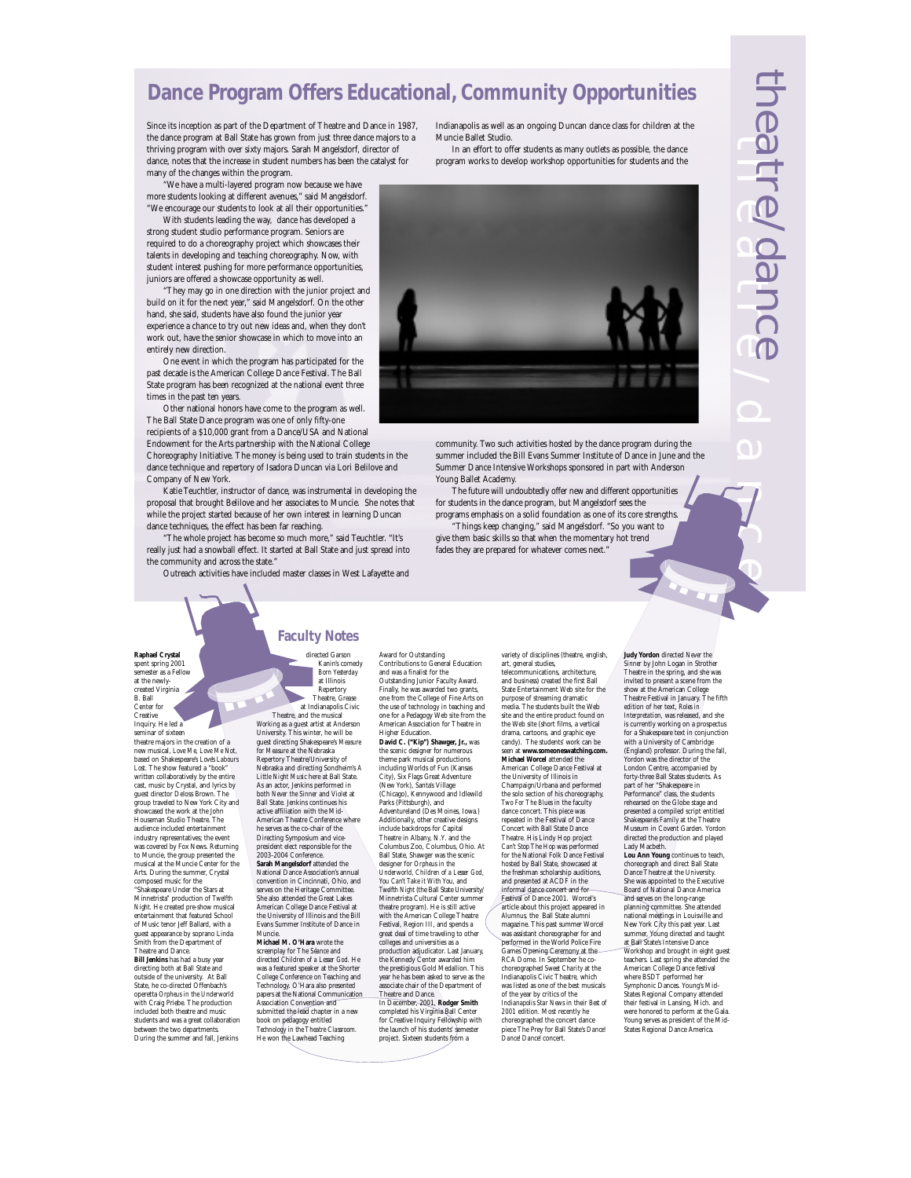# Dance Program Offers Educational, Community Opportunities

Since its inception as part of the Department of Theatre and Dance in 1987, the dance program at Ball State has grown from just three dance majors to a thriving program with over sixty majors. Sarah Mangelsdorf, director of dance, notes that the increase in student numbers has been the catalyst for many of the changes within the program.

"We have a multi-layered program now because we have more students looking at different avenues," said Mangelsdorf. "We encourage our students to look at all their opportunities."

With students leading the way, dance has developed a strong student studio performance program. Seniors are required to do a choreography project which showcases their talents in developing and teaching choreography. Now, with student interest pushing for more performance opportunities, juniors are offered a showcase opportunity as well.

"They may go in one direction with the junior project and build on it for the next year," said Mangelsdorf. On the other hand, she said, students have also found the junior year experience a chance to try out new ideas and, when they don't work out, have the senior showcase in which to move into an entirely new direction.

One event in which the program has participated for the past decade is the American College Dance Festival. The Ball State program has been recognized at the national event three times in the past ten years.

Other national honors have come to the program as well. The Ball State Dance program was one of only fifty-one recipients of a $10,000 grant from a Dance/USA and National Endowment for the Arts partnership with the National College Choreography Initiative. The money is being used to train students in the dance technique and repertory of Isadora Duncan via Lori Belilove and Company of New York.

Katie Teuchtler, instructor of dance, was instrumental in developing the proposal that brought Belilove and her associates to Muncie. She notes that while the project started because of her own interest in learning Duncan dance techniques, the effect has been far reaching.

"The whole project has become so much more," said Teuchtler. "It's really just had a snowball effect. It started at Ball State and just spread into the community and across the state."

Outreach activities have included master classes in West Lafayette and Indianapolis as well as an ongoing Duncan dance class for children at the Muncie Ballet Studio.

In an effort to offer students as many outlets as possible, the dance program works to develop workshop opportunities for students and the community. Two such activities hosted by the dance program during the summer included the Bill Evans Summer Institute of Dance in June and the Summer Dance Intensive Workshops sponsored in part with Anderson Young Ballet Academy.

The future will undoubtedly offer new and different opportunities for students in the dance program, but Mangelsdorf sees the programs emphasis on a solid foundation as one of its core strengths.

"Things keep changing," said Mangelsdorf. "So you want to give them basic skills so that when the momentary hot trend fades they are prepared for whatever comes next."

## Faculty Notes

**Raphael Crystal** spent spring 2001 semester as a Fellow at the newly-created Virginia B. Ball Center for Creative Inquiry. He led a seminar of sixteen theatre majors in the creation of a new musical, *Love Me, Love Me Not,* based on Shakespeare's *Loves Labours Lost.* The show featured a "book" written collaboratively by the entire cast, music by Crystal, and lyrics by guest director Deloss Brown. The group traveled to New York City and showcased the work at the John Houseman Studio Theatre. The audience included entertainment industry representatives; the event was covered by Fox News. Returning to Muncie, the group presented the musical at the Muncie Center for the Arts. During the summer, Crystal composed music for the "Shakespeare Under the Stars at Minnetrista" production of *Twelfth Night.* He created pre-show musical entertainment that featured School of Music tenor Jeff Ballard, with a guest appearance by soprano Linda Smith from the Department of Theatre and Dance.

**Bill Jenkins** has had a busy year directing both at Ball State and outside of the university. At Ball State, he co-directed Offenbach's operetta *Orpheus in the Underworld* with Craig Priebe. The production included both theatre and music students and was a great collaboration between the two departments. During the summer and fall, Jenkins directed Garson Kanin's comedy *Born Yesterday* at Illinois Repertory Theatre, *Grease* at Indianapolis Civic Theatre, and the musical *Working* as a guest artist at Anderson University. This winter, he will be guest directing Shakespeare's *Measure for Measure* at the Nebraska Repertory Theatre/University of Nebraska and directing Sondheim's *A Little Night Music* here at Ball State. As an actor, Jenkins performed in both *Never the Sinner* and *Violet* at Ball State. Jenkins continues his active affiliation with the Mid-American Theatre Conference where he serves as the co-chair of the Directing Symposium and vice-president elect responsible for the 2003-2004 Conference.

**Sarah Mangelsdorf** attended the National Dance Association's annual convention in Cincinnati, Ohio, and serves on the Heritage Committee. She also attended the Great Lakes American College Dance Festival at the University of Illinois and the Bill Evans Summer Institute of Dance in Muncie.

**Michael M. O'Hara** wrote the screenplay for *The Séance* and directed *Children of a Lesser God.* He was a featured speaker at the Shorter College Conference on Teaching and Technology. O'Hara also presented papers at the National Communication Association Convention and submitted the lead chapter in a new book on pedagogy entitled *Technology in the Theatre Classroom.* He won the Lawhead Teaching Award for Outstanding Contributions to General Education and was a finalist for the Outstanding Junior Faculty Award. Finally, he was awarded two grants, one from the College of Fine Arts on the use of technology in teaching and one for a Pedagogy Web site from the American Association for Theatre in Higher Education.

**David C. ("Kip") Shawger, Jr.,** was the scenic designer for numerous theme park musical productions including Worlds of Fun (Kansas City), Six Flags Great Adventure (New York), Santa's Village (Chicago), Kennywood and Idlewild Parks (Pittsburgh), and Adventureland (Des Moines, Iowa.) Additionally, other creative designs include backdrops for Capital Theatre in Albany, N.Y. and the Columbus Zoo, Columbus, Ohio. At Ball State, Shawger was the scenic designer for *Orpheus in the Underworld, Children of a Lesser God, You Can't Take it With You,* and *Twelfth Night* (the Ball State University/Minnetrista Cultural Center summer theatre program). He is still active with the American College Theatre Festival, Region III, and spends a great deal of time traveling to other colleges and universities as a production adjudicator. Last January, the Kennedy Center awarded him the prestigious Gold Medallion. This year he has been asked to serve as the associate chair of the Department of Theatre and Dance.

In December, 2001, **Rodger Smith** completed his Virginia Ball Center for Creative Inquiry Fellowship with the launch of his students' semester project. Sixteen students from a variety of disciplines (theatre, english, art, general studies, telecommunications, architecture, and business) created the first Ball State Entertainment Web site for the purpose of streaming dramatic media. The students built the Web site and the entire product found on the Web site (short films, a vertical drama, cartoons, and graphic eye candy). The students' work can be seen at **www.someoneswatching.com.**

**Michael Worcel** attended the American College Dance Festival at the University of Illinois in Champaign/Urbana and performed the solo section of his choreography, *Two For The Blues* in the faculty dance concert. This piece was repeated in the Festival of Dance Concert with Ball State Dance Theatre. His Lindy Hop project *Can't Stop The Hop* was performed for the National Folk Dance Festival hosted by Ball State, showcased at the freshman scholarship auditions, and presented at ACDF in the informal dance concert and for Festival of Dance 2001. Worcel's article about this project appeared in *Alumnus,* the Ball State alumni magazine. This past summer Worcel was assistant choreographer for and performed in the World Police Fire Games Opening Ceremony at the RCA Dome. In September he co-choreographed *Sweet Charity* at the Indianapolis Civic Theatre, which was listed as one of the best musicals of the year by critics of the Indianapolis Star News in their Best of 2001 edition. Most recently he choreographed the concert dance piece *The Prey* for Ball State's *Dance! Dance! Dance!* concert.

**Judy Yordon** directed *Never the Sinner* by John Logan in Strother Theatre in the spring, and she was invited to present a scene from the show at the American College Theatre Festival in January. The fifth edition of her text, *Roles in Interpretation,* was released, and she is currently working on a prospectus for a Shakespeare text in conjunction with a University of Cambridge (England) professor. During the fall, Yordon was the director of the London Centre, accompanied by forty-three Ball States students. As part of her "Shakespeare in Performance" class, the students rehearsed on the Globe stage and presented a compiled script entitled *Shakespeare's Family* at the Theatre Museum in Covent Garden. Yordon directed the production and played Lady Macbeth.

**Lou Ann Young** continues to teach, choreograph and direct Ball State Dance Theatre at the University. She was appointed to the Executive Board of National Dance America and serves on the long-range planning committee. She attended national meetings in Louisville and New York City this past year. Last summer, Young directed and taught at Ball State's Intensive Dance Workshop and brought in eight guest teachers. Last spring she attended the American College Dance festival where BSDT performed her *Symphonic Dances.* Young's Mid-States Regional Company attended their festival in Lansing, Mich. and were honored to perform at the Gala. Young serves as president of the Mid-States Regional Dance America.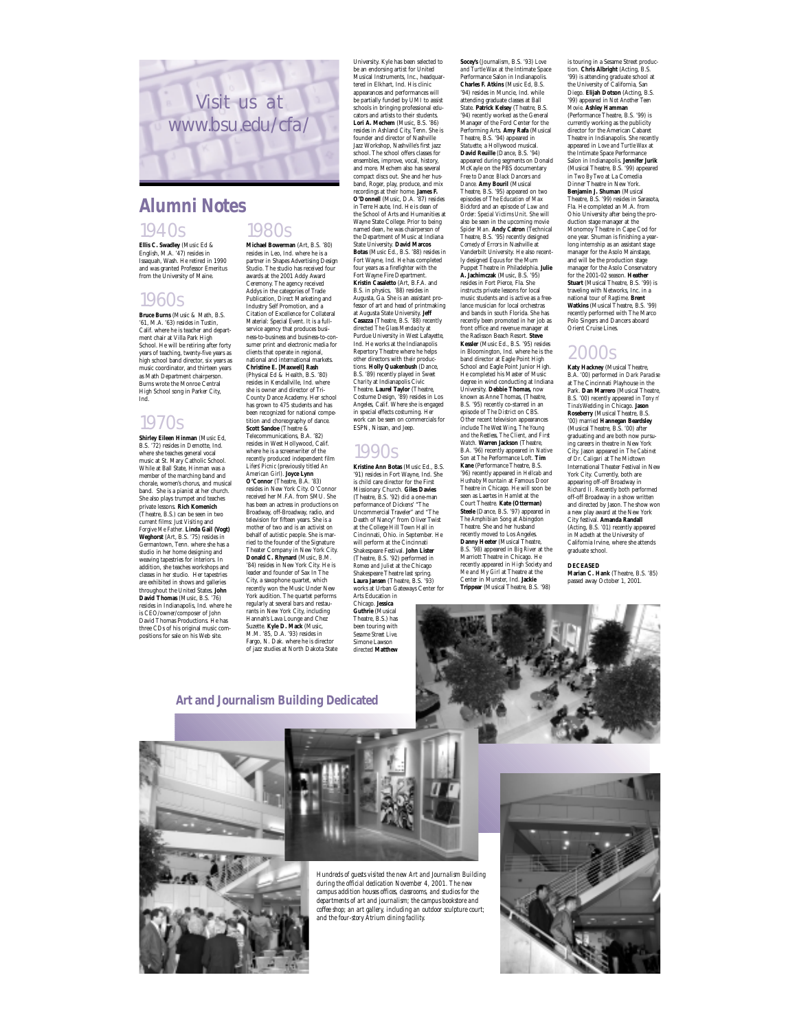Visit us at www.bsu.edu/cfa/

# Alumni Notes

## 1940s

**Ellis C. Swadley** (Music Ed & English, M.A. '47) resides in Issaquah, Wash. He retired in 1990 and was granted Professor Emeritus from the University of Maine.

## 1960s

**Bruce Burns** (Music & Math, B.S. '61, M.A. '63) resides in Tustin, Calif. where he is teacher and department chair at Villa Park High School. He will be retiring after forty years of teaching, twenty-five years as high school band director, six years as music coordinator, and thirteen years as Math Department chairperson. Burns wrote the Monroe Central High School song in Parker City, Ind.

## 1970s

**Shirley Eileen Hinman** (Music Ed, B.S. '72) resides in Demotte, Ind. where she teaches general vocal music at St. Mary Catholic School. While at Ball State, Hinman was a member of the marching band and chorale, women's chorus, and musical band. She is a pianist at her church. She also plays trumpet and teaches private lessons. **Rich Komenich** (Theatre, B.S.) can be seen in two current films: *Just Visiting* and *Forgive Me Father*. **Linda Gail (Vogt) Weghorst** (Art, B.S. '75) resides in Germantown, Tenn. where she has a studio in her home designing and weaving tapestries for interiors. In addition, she teaches workshops and classes in her studio. Her tapestries are exhibited in shows and galleries throughout the United States. **John David Thomas** (Music, B.S. '76) resides in Indianapolis, Ind. where he is CEO/owner/composer of John David Thomas Productions. He has three CDs of his original music compositions for sale on his Web site.

## 1980s

**Michael Bowerman** (Art, B.S. '80) resides in Leo, Ind. where he is a partner in Shapes Advertising Design Studio. The studio has received four awards at the 2001 Addy Award Ceremony. The agency received Addys in the categories of Trade Publication, Direct Marketing and Industry Self Promotion, and a Citation of Excellence for Collateral Material: Special Event. It is a full-service agency that produces business-to-business and business-to-consumer print and electronic media for clients that operate in regional, national and international markets. **Christine E. [Maxwell] Rash** (Physical Ed & Health, B.S. '80) resides in Kendallville, Ind. where she is owner and director of Tri-County Dance Academy. Her school has grown to 475 students and has been recognized for national competition and choreography of dance. **Scott Sandoe** (Theatre & Telecommunications, B.A. '82) resides in West Hollywood, Calif. where he is a screenwriter of the recently produced independent film *Lifers Picnic* (previously titled *An American Girl*). **Joyce Lynn O'Connor** (Theatre, B.A. '83) resides in New York City. O'Connor received her M.F.A. from SMU. She has been an actress in productions on Broadway, off-Broadway, radio, and television for fifteen years. She is a mother of two and is an activist on behalf of autistic people. She is married to the founder of the Signature Theater Company in New York City. **Donald C. Rhynard** (Music, B.M. '84) resides in New York City. He is leader and founder of Sax In The City, a saxophone quartet, which recently won the Music Under New York audition. The quartet performs regularly at several bars and restaurants in New York City, including Hannah's Lava Lounge and Chez Suzette. **Kyle D. Mack** (Music, M.M. '85, D.A. '93) resides in Fargo, N. Dak. where he is director of jazz studies at North Dakota State University. Kyle has been selected to be an endorsing artist for United Musical Instruments, Inc., headquartered in Elkhart, Ind. His clinic appearances and performances will be partially funded by UMI to assist schools in bringing professional educators and artists to their students. **Lori A. Mechem** (Music, B.S. '86) resides in Ashland City, Tenn. She is founder and director of Nashville Jazz Workshop, Nashville's first jazz school. The school offers classes for ensembles, improve, vocal, history, and more. Mechem also has several compact discs out. She and her husband, Roger, play, produce, and mix recordings at their home. **James F. O'Donnell** (Music, D.A. '87) resides in Terre Haute, Ind. He is dean of the School of Arts and Humanities at Wayne State College. Prior to being named dean, he was chairperson of the Department of Music at Indiana State University. **David Marcos Botas** (Music Ed., B.S. '88) resides in Fort Wayne, Ind. He has completed four years as a firefighter with the Fort Wayne Fire Department. **Kristin Casaletto** (Art, B.F.A. and B.S. in physics, '88) resides in Augusta, Ga. She is an assistant professor of art and head of printmaking at Augusta State University. **Jeff Casazza** (Theatre, B.S. '88) recently directed *The Glass Mendacity* at Purdue University in West Lafayette, Ind. He works at the Indianapolis Repertory Theatre where he helps other directors with their productions. **Holly Quakenbush** (Dance, B.S. '89) recently played in *Sweet Charity* at Indianapolis Civic Theatre. **Laurel Taylor** (Theatre, Costume Design, '89) resides in Los Angeles, Calif. Where she is engaged in special effects costuming. Her work can be seen on commercials for ESPN, Nissan, and Jeep.

## 1990s

**Kristine Ann Botas** (Music Ed., B.S. '91) resides in Fort Wayne, Ind. She is child care director for the First Missionary Church. **Giles Davies** (Theatre, B.S. '92) did a one-man performance of Dickens' "The Uncommercial Traveler" and "The Death of Nancy" from *Oliver Twist* at the College Hill Town Hall in Cincinnati, Ohio. in September. He will perform at the Cincinnati Shakespeare Festival. **John Lister** (Theatre, B.S. '92) performed in *Romeo and Juliet* at the Chicago Shakespeare Theatre last spring. **Laura Jansen** (Theatre, B.S. '93) works at Urban Gateways Center for Arts Education in Chicago. **Jessica Guthrie** (Musical Theatre, B.S.) has been touring with *Sesame Street Live*. Simone Lawson directed **Matthew Socey's** (Journalism, B.S. '93) *Love and Turtle Wax* at the Intimate Space Performance Salon in Indianapolis. **Charles F. Atkins** (Music Ed, B.S. '94) resides in Muncie, Ind. while attending graduate classes at Ball State. **Patrick Kelsey** (Theatre, B.S. '94) recently worked as the General Manager of the Ford Center for the Performing Arts. **Amy Rafa** (Musical Theatre, B.S. '94) appeared in *Statuette*, a Hollywood musical. **David Reuille** (Dance, B.S. '94) appeared during segments on Donald McKayle on the PBS documentary *Free to Dance: Black Dancers and Dance*. **Amy Bouril** (Musical Theatre, B.S. '95) appeared on two episodes of *The Education of Max Bickford* and an episode of *Law and Order: Special Victims Unit*. She will also be seen in the upcoming movie *Spider Man*. **Andy Catron** (Technical Theatre, B.S. '95) recently designed *Comedy of Errors* in Nashville at Vanderbilt University. He also recently designed *Equus* for the Mum Puppet Theatre in Philadelphia. **Julie A. Jachimczak** (Music, B.S. '95) resides in Fort Pierce, Fla. She instructs private lessons for local music students and is active as a freelance musician for local orchestras and bands in south Florida. She has recently been promoted in her job as front office and revenue manager at the Radisson Beach Resort. **Steve Kessler** (Music Ed., B.S. '95) resides in Bloomington, Ind. where he is the band director at Eagle Point High School and Eagle Point Junior High. He completed his Master of Music degree in wind conducting at Indiana University. **Debbie Thomas**, now known as Anne Thomas, (Theatre, B.S. '95) recently co-starred in an episode of *The District* on CBS. Other recent television appearances include *The West Wing*, *The Young and the Restless*, *The Client*, and *First Watch*. **Warren Jackson** (Theatre, B.A. '96) recently appeared in *Native Son* at The Performance Loft. **Tim Kane** (Performance Theatre, B.S. '96) recently appeared in *Hellcab* and *Hushaby Mountain* at Famous Door Theatre in Chicago. He will soon be seen as Laertes in *Hamlet* at the Court Theatre. **Kate (Otterman) Steele** (Dance, B.S. '97) appeared in *The Amphibian Song* at Abingdon Theatre. She and her husband recently moved to Los Angeles. **Danny Heeter** (Musical Theatre, B.S. '98) appeared in *Big River* at the Marriott Theatre in Chicago. He recently appeared in *High Society* and *Me and My Girl* at Theatre at the Center in Munster, Ind. **Jackie Trippear** (Musical Theatre, B.S. '98) is touring in a Sesame Street production. **Chris Albright** (Acting, B.S. '99) is attending graduate school at the University of California, San Diego. **Elijah Dotson** (Acting, B.S. '99) appeared in *Not Another Teen Movie*. **Ashley Hamman** (Performance Theatre, B.S. '99) is currently working as the publicity director for the American Cabaret Theatre in Indianapolis. She recently appeared in *Love and Turtle Wax* at the Intimate Space Performance Salon in Indianapolis. **Jennifer Jurik** (Musical Theatre, B.S. '99) appeared in *Two By Two* at La Comedia Dinner Theatre in New York. **Benjamin J. Shuman** (Musical Theatre, B.S. '99) resides in Sarasota, Fla. He completed an M.A. from Ohio University after being the production stage manager at the Monomoy Theatre in Cape Cod for one year. Shuman is finishing a year-long internship as an assistant stage manager for the Asolo Mainstage, and will be the production stage manager for the Asolo Conservatory for the 2001-02 season. **Heather Stuart** (Musical Theatre, B.S. '99) is traveling with Networks, Inc. in a national tour of *Ragtime*. **Brent Watkins** (Musical Theatre, B.S. '99) recently performed with The Marco Polo Singers and Dancers aboard Orient Cruise Lines.

## 2000s

**Katy Hackney** (Musical Theatre, B.A. '00) performed in *Dark Paradise* at The Cincinnati Playhouse in the Park. **Dan Marrero** (Musical Theatre, B.S. '00) recently appeared in *Tony n' Tina's Wedding* in Chicago. **Jason Roseberry** (Musical Theatre, B.S. '00) married **Hannegan Beardsley** (Musical Theatre, B.S. '00) after graduating and are both now pursuing careers in theatre in New York City. Jason appeared in *The Cabinet of Dr. Caligari* at The Midtown International Theater Festival in New York City. Currently, both are appearing off-off Broadway in *Richard II*. Recently both performed off-off Broadway in a show written and directed by Jason. The show won a new play award at the New York City festival. **Amanda Randall** (Acting, B.S. '01) recently appeared in *Macbeth* at the University of California Irvine, where she attends graduate school.

**DECEASED**

**Marian C. Hank** (Theatre, B.S. '85) passed away October 1, 2001.

## Art and Journalism Building Dedicated

*Hundreds of guests visited the new Art and Journalism Building during the official dedication November 4, 2001. The new campus addition houses offices, classrooms, and studios for the departments of art and journalism; the campus bookstore and coffee shop; an art gallery, including an outdoor sculpture court; and the four-story Atrium dining facility.*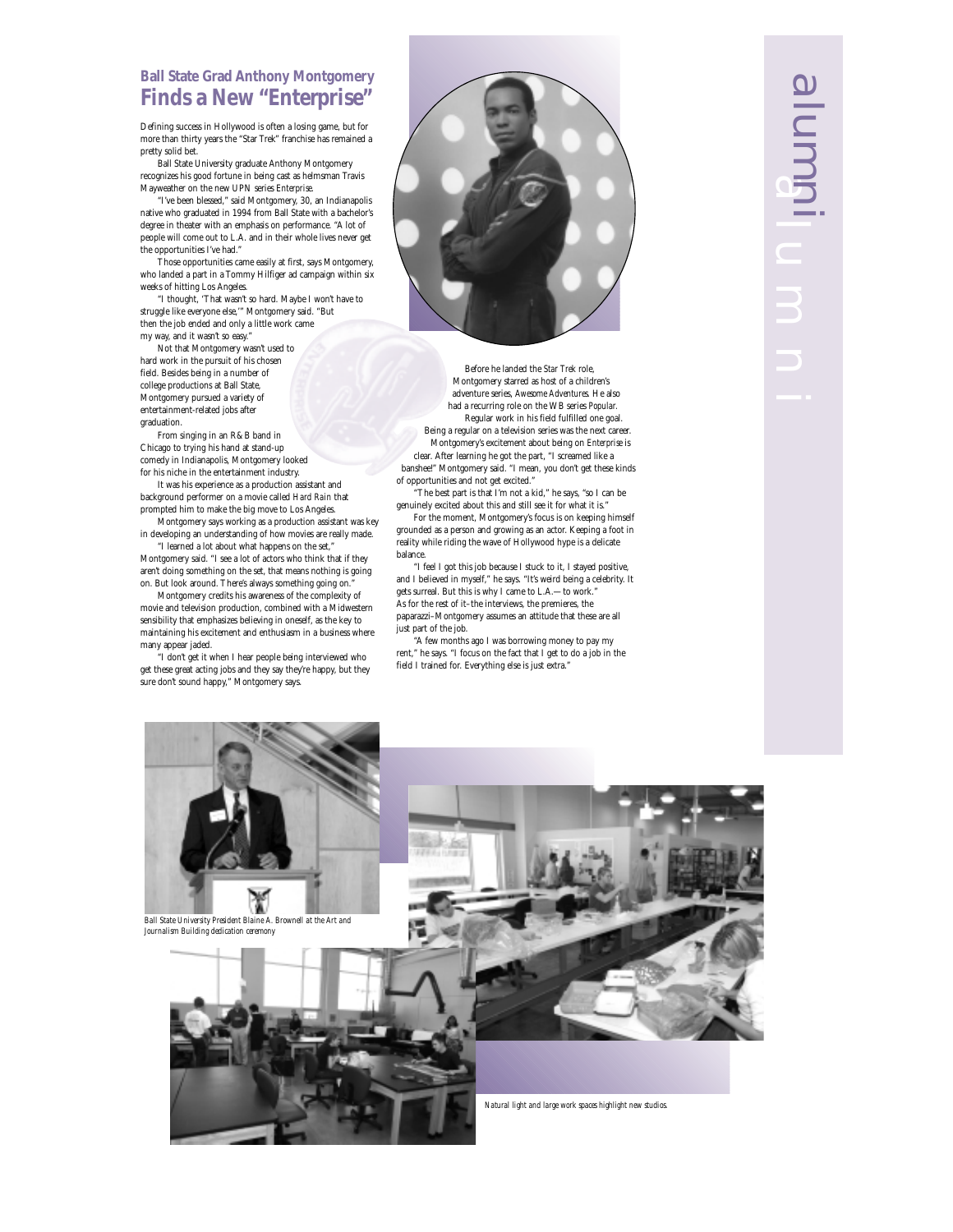## Ball State Grad Anthony Montgomery
# Finds a New "Enterprise"

Defining success in Hollywood is often a losing game, but for more than thirty years the "Star Trek" franchise has remained a pretty solid bet.

Ball State University graduate Anthony Montgomery recognizes his good fortune in being cast as helmsman Travis Mayweather on the new UPN series *Enterprise.*

"I've been blessed," said Montgomery, 30, an Indianapolis native who graduated in 1994 from Ball State with a bachelor's degree in theater with an emphasis on performance. "A lot of people will come out to L.A. and in their whole lives never get the opportunities I've had."

Those opportunities came easily at first, says Montgomery, who landed a part in a Tommy Hilfiger ad campaign within six weeks of hitting Los Angeles.

"I thought, 'That wasn't so hard. Maybe I won't have to struggle like everyone else,'" Montgomery said. "But then the job ended and only a little work came my way, and it wasn't so easy."

Not that Montgomery wasn't used to hard work in the pursuit of his chosen field. Besides being in a number of college productions at Ball State, Montgomery pursued a variety of entertainment-related jobs after graduation.

From singing in an R&B band in Chicago to trying his hand at stand-up comedy in Indianapolis, Montgomery looked for his niche in the entertainment industry.

It was his experience as a production assistant and background performer on a movie called *Hard Rain* that prompted him to make the big move to Los Angeles.

Montgomery says working as a production assistant was key in developing an understanding of how movies are really made.

"I learned a lot about what happens on the set," Montgomery said. "I see a lot of actors who think that if they aren't doing something on the set, that means nothing is going on. But look around. There's always something going on."

Montgomery credits his awareness of the complexity of movie and television production, combined with a Midwestern sensibility that emphasizes believing in oneself, as the key to maintaining his excitement and enthusiasm in a business where many appear jaded.

"I don't get it when I hear people being interviewed who get these great acting jobs and they say they're happy, but they sure don't sound happy," Montgomery says.

Before he landed the Star Trek role, Montgomery starred as host of a children's adventure series, *Awesome Adventures.* He also had a recurring role on the WB series *Popular.*

Regular work in his field fulfilled one goal. Being a regular on a television series was the next career.

Montgomery's excitement about being on *Enterprise* is clear. After learning he got the part, "I screamed like a banshee!" Montgomery said. "I mean, you don't get these kinds of opportunities and not get excited."

"The best part is that I'm not a kid," he says, "so I can be genuinely excited about this and still see it for what it is."

For the moment, Montgomery's focus is on keeping himself grounded as a person and growing as an actor. Keeping a foot in reality while riding the wave of Hollywood hype is a delicate balance.

"I feel I got this job because I stuck to it, I stayed positive, and I believed in myself," he says. "It's weird being a celebrity. It gets surreal. But this is why I came to L.A.—to work." As for the rest of it–the interviews, the premieres, the paparazzi–Montgomery assumes an attitude that these are all just part of the job.

"A few months ago I was borrowing money to pay my rent," he says. "I focus on the fact that I get to do a job in the field I trained for. Everything else is just extra."

*Ball State University President Blaine A. Brownell at the Art and Journalism Building dedication ceremony*

*Natural light and large work spaces highlight new studios.*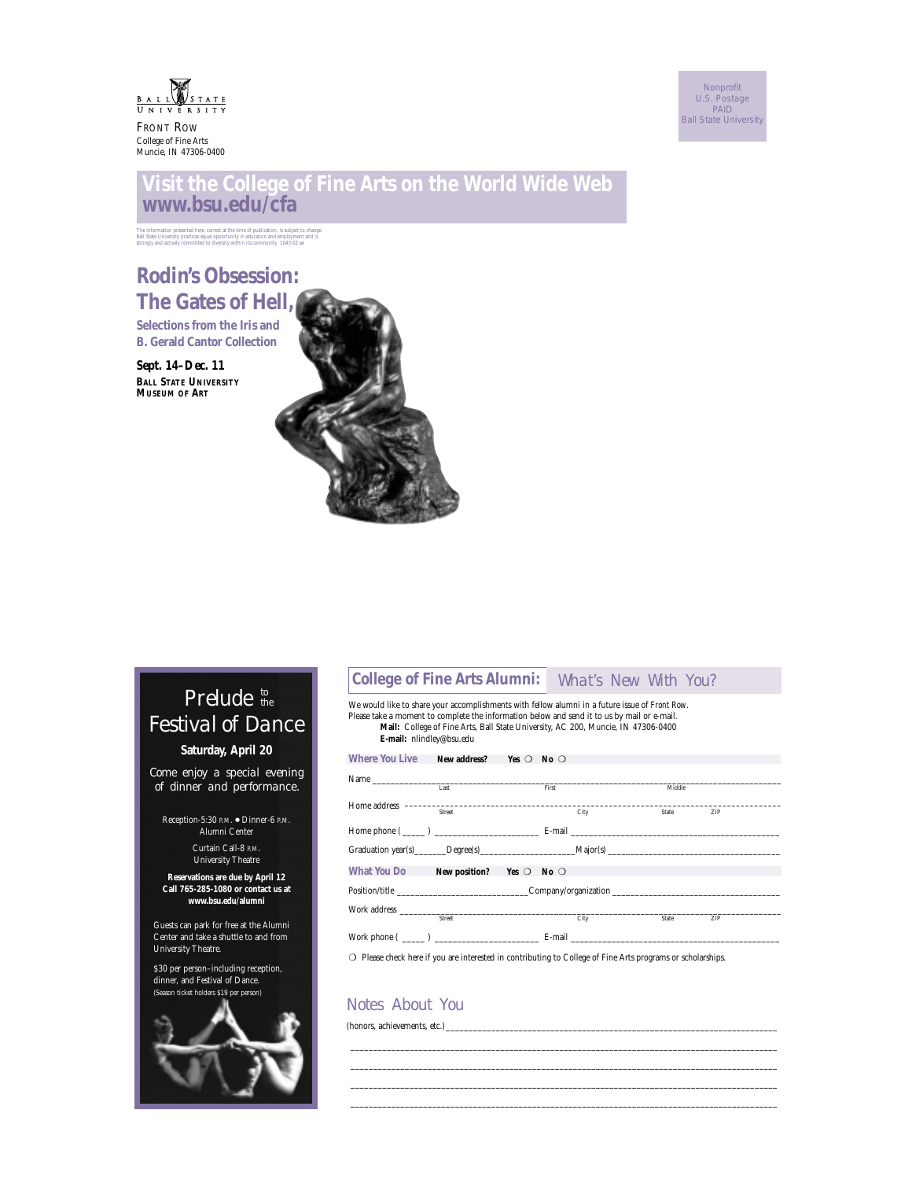BALL STATE UNIVERSITY

FRONT ROW
College of Fine Arts
Muncie, IN 47306-0400

Nonprofit
U.S. Postage
PAID
Ball State University

## Visit the College of Fine Arts on the World Wide Web
## www.bsu.edu/cfa

The information presented here, correct at the time of publication, is subject to change. Ball State University practices equal opportunity in education and employment and is strongly and actively committed to diversity within its community. 1043-02 uc

## Rodin's Obsession: The Gates of Hell,

**Selections from the Iris and B. Gerald Cantor Collection**

**Sept. 14–Dec. 11**
**BALL STATE UNIVERSITY MUSEUM OF ART**

## Prelude to the Festival of Dance

**Saturday, April 20**

Come enjoy a special evening of dinner and performance.

Reception-5:30 P.M. • Dinner-6 P.M.
Alumni Center

Curtain Call-8 P.M.
University Theatre

**Reservations are due by April 12**
**Call 765-285-1080 or contact us at www.bsu.edu/alumni**

Guests can park for free at the Alumni Center and take a shuttle to and from University Theatre.

$30 per person–including reception, dinner, and Festival of Dance.
(Season ticket holders $19 per person)

## College of Fine Arts Alumni: What's New With You?

We would like to share your accomplishments with fellow alumni in a future issue of Front Row. Please take a moment to complete the information below and send it to us by mail or e-mail.
**Mail:** College of Fine Arts, Ball State University, AC 200, Muncie, IN 47306-0400
**E-mail:** nlindley@bsu.edu

### Where You Live — New address? Yes ❍ No ❍

Name ______________________________________________
Last First Middle

Home address ______________________________________________
Street City State ZIP

Home phone ( _____ ) ______________________ E-mail ______________________________________________

Graduation year(s)_______Degree(s)____________________Major(s) ______________________________________

### What You Do — New position? Yes ❍ No ❍

Position/title ____________________________Company/organization ____________________________________

Work address ______________________________________________
Street City State ZIP

Work phone ( _____ ) ______________________ E-mail ______________________________________________

❍ Please check here if you are interested in contributing to College of Fine Arts programs or scholarships.

### Notes About You

(honors, achievements, etc.)______________________________________________________________________

______________________________________________________________________________________________

______________________________________________________________________________________________

______________________________________________________________________________________________

______________________________________________________________________________________________